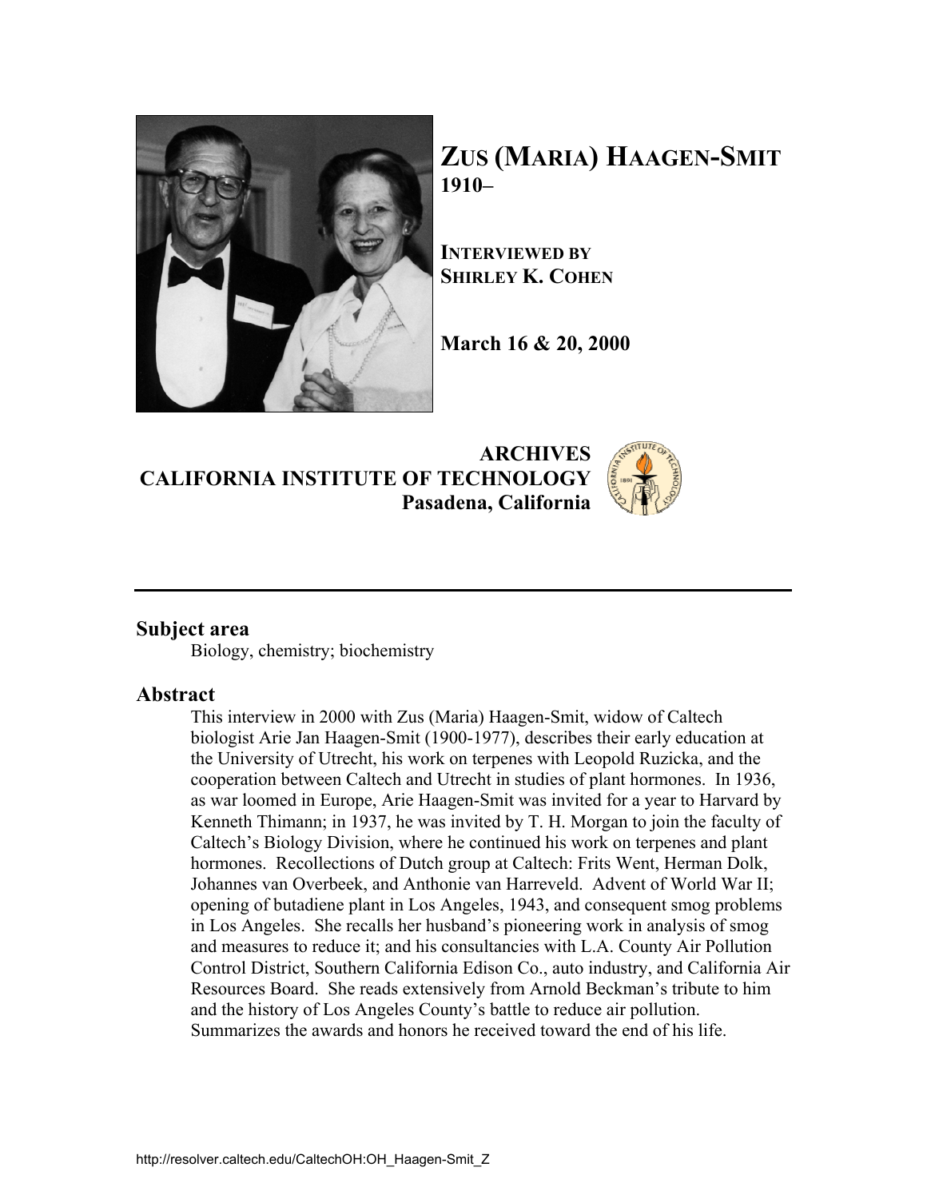# ZUS (MARIA) HAAGEN-SMIT
**1910–**

**INTERVIEWED BY**
**SHIRLEY K. COHEN**

**March 16 & 20, 2000**

**ARCHIVES**
**CALIFORNIA INSTITUTE OF TECHNOLOGY**
**Pasadena, California**

---

## Subject area

Biology, chemistry; biochemistry

## Abstract

This interview in 2000 with Zus (Maria) Haagen-Smit, widow of Caltech biologist Arie Jan Haagen-Smit (1900-1977), describes their early education at the University of Utrecht, his work on terpenes with Leopold Ruzicka, and the cooperation between Caltech and Utrecht in studies of plant hormones. In 1936, as war loomed in Europe, Arie Haagen-Smit was invited for a year to Harvard by Kenneth Thimann; in 1937, he was invited by T. H. Morgan to join the faculty of Caltech's Biology Division, where he continued his work on terpenes and plant hormones. Recollections of Dutch group at Caltech: Frits Went, Herman Dolk, Johannes van Overbeek, and Anthonie van Harreveld. Advent of World War II; opening of butadiene plant in Los Angeles, 1943, and consequent smog problems in Los Angeles. She recalls her husband's pioneering work in analysis of smog and measures to reduce it; and his consultancies with L.A. County Air Pollution Control District, Southern California Edison Co., auto industry, and California Air Resources Board. She reads extensively from Arnold Beckman's tribute to him and the history of Los Angeles County's battle to reduce air pollution. Summarizes the awards and honors he received toward the end of his life.

http://resolver.caltech.edu/CaltechOH:OH_Haagen-Smit_Z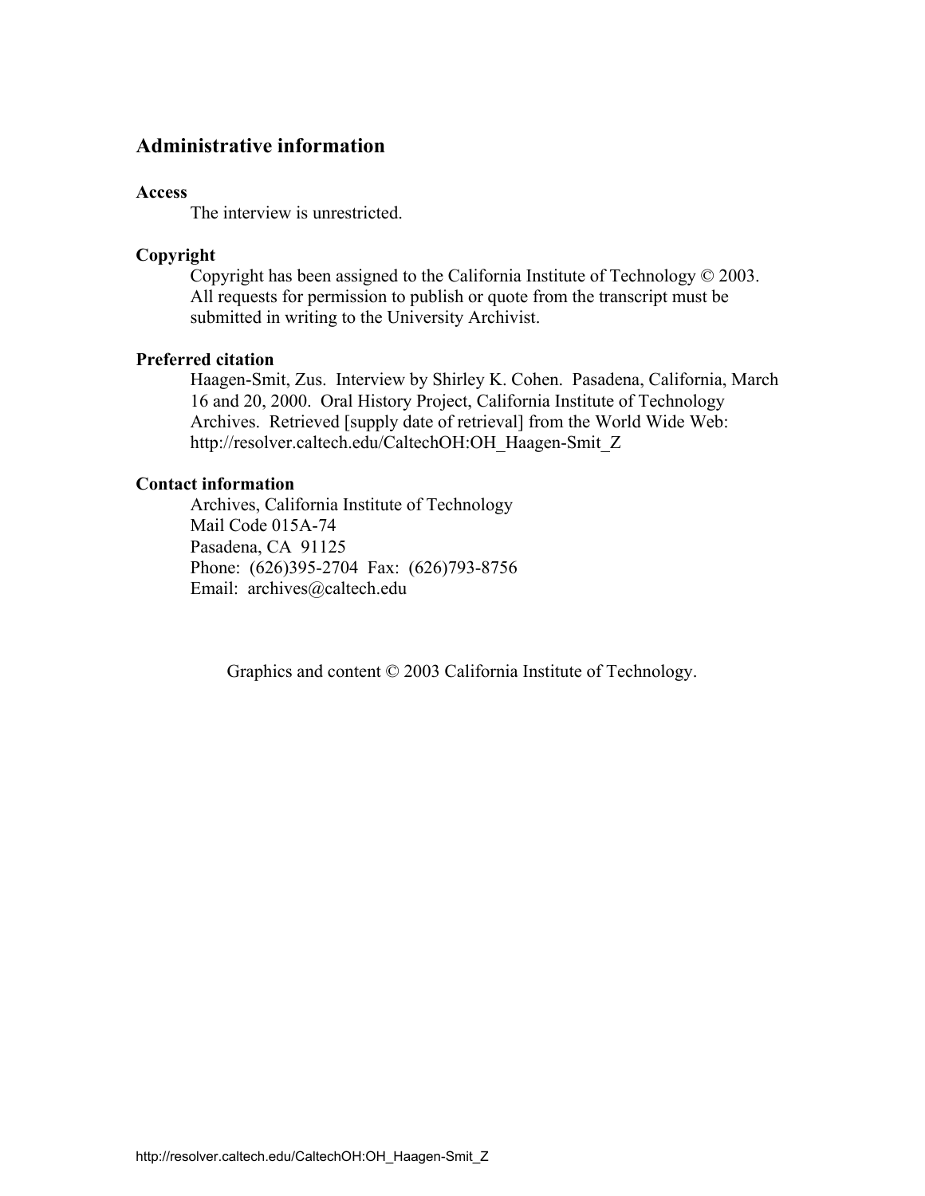## Administrative information

**Access**

The interview is unrestricted.

**Copyright**

Copyright has been assigned to the California Institute of Technology © 2003. All requests for permission to publish or quote from the transcript must be submitted in writing to the University Archivist.

**Preferred citation**

Haagen-Smit, Zus. Interview by Shirley K. Cohen. Pasadena, California, March 16 and 20, 2000. Oral History Project, California Institute of Technology Archives. Retrieved [supply date of retrieval] from the World Wide Web: http://resolver.caltech.edu/CaltechOH:OH_Haagen-Smit_Z

**Contact information**

Archives, California Institute of Technology
Mail Code 015A-74
Pasadena, CA 91125
Phone: (626)395-2704 Fax: (626)793-8756
Email: archives@caltech.edu

Graphics and content © 2003 California Institute of Technology.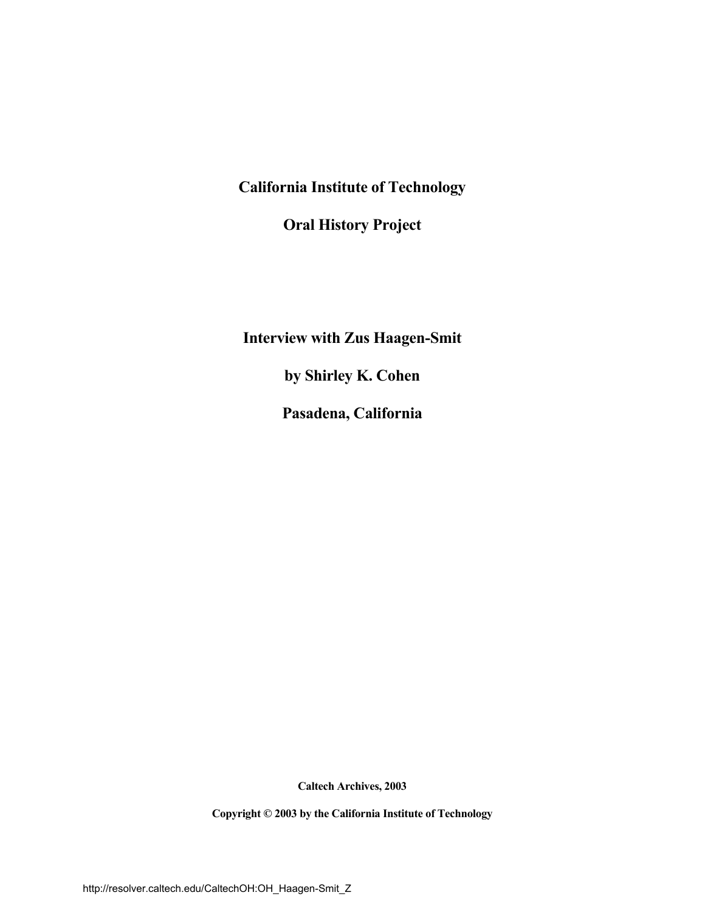# California Institute of Technology

# Oral History Project

## Interview with Zus Haagen-Smit

## by Shirley K. Cohen

## Pasadena, California

**Caltech Archives, 2003**

**Copyright © 2003 by the California Institute of Technology**

http://resolver.caltech.edu/CaltechOH:OH_Haagen-Smit_Z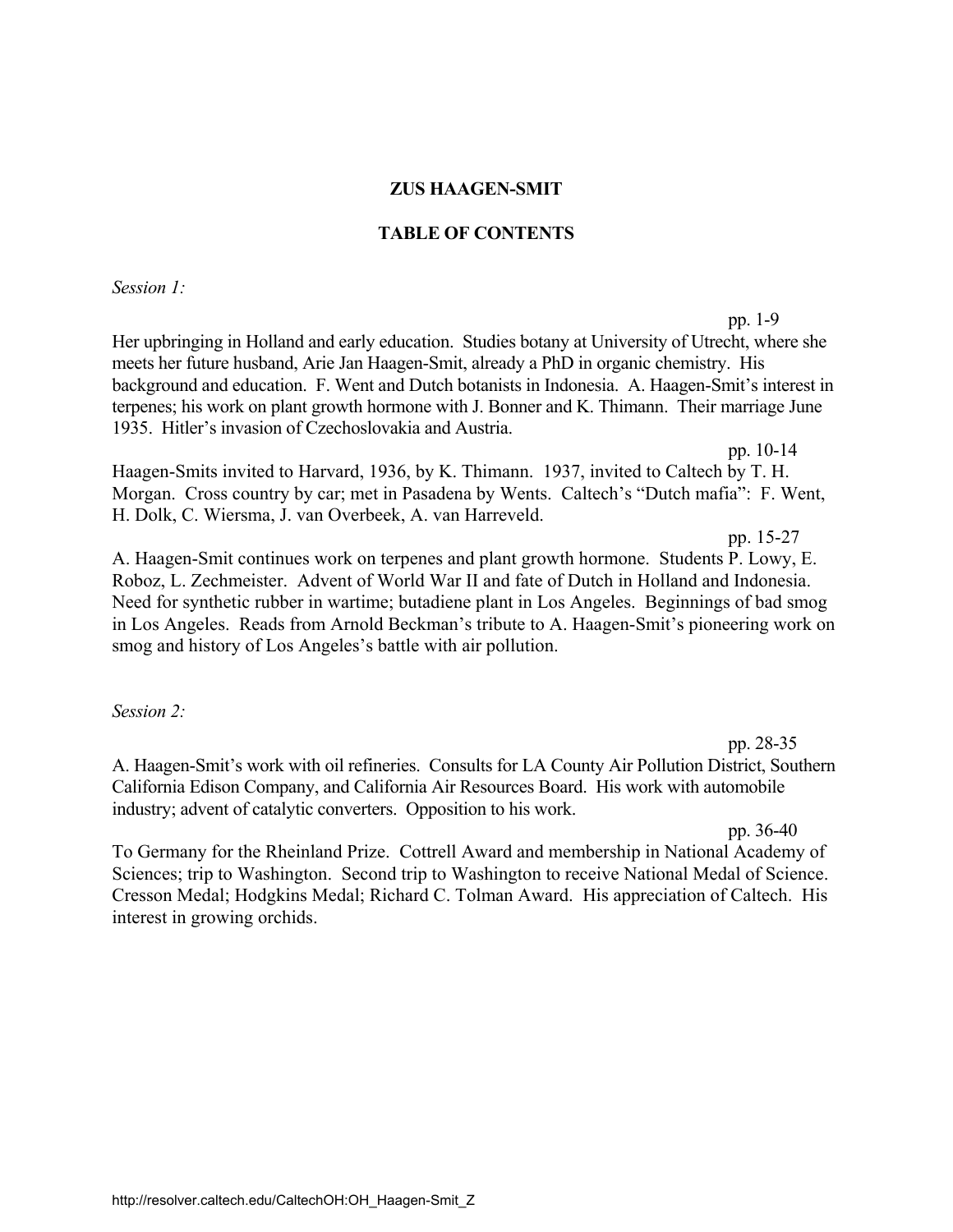**ZUS HAAGEN-SMIT**

**TABLE OF CONTENTS**

*Session 1:*

pp. 1-9

Her upbringing in Holland and early education. Studies botany at University of Utrecht, where she meets her future husband, Arie Jan Haagen-Smit, already a PhD in organic chemistry. His background and education. F. Went and Dutch botanists in Indonesia. A. Haagen-Smit's interest in terpenes; his work on plant growth hormone with J. Bonner and K. Thimann. Their marriage June 1935. Hitler's invasion of Czechoslovakia and Austria.

pp. 10-14

Haagen-Smits invited to Harvard, 1936, by K. Thimann. 1937, invited to Caltech by T. H. Morgan. Cross country by car; met in Pasadena by Wents. Caltech's "Dutch mafia": F. Went, H. Dolk, C. Wiersma, J. van Overbeek, A. van Harreveld.

pp. 15-27

A. Haagen-Smit continues work on terpenes and plant growth hormone. Students P. Lowy, E. Roboz, L. Zechmeister. Advent of World War II and fate of Dutch in Holland and Indonesia. Need for synthetic rubber in wartime; butadiene plant in Los Angeles. Beginnings of bad smog in Los Angeles. Reads from Arnold Beckman's tribute to A. Haagen-Smit's pioneering work on smog and history of Los Angeles's battle with air pollution.

*Session 2:*

pp. 28-35

A. Haagen-Smit's work with oil refineries. Consults for LA County Air Pollution District, Southern California Edison Company, and California Air Resources Board. His work with automobile industry; advent of catalytic converters. Opposition to his work.

pp. 36-40

To Germany for the Rheinland Prize. Cottrell Award and membership in National Academy of Sciences; trip to Washington. Second trip to Washington to receive National Medal of Science. Cresson Medal; Hodgkins Medal; Richard C. Tolman Award. His appreciation of Caltech. His interest in growing orchids.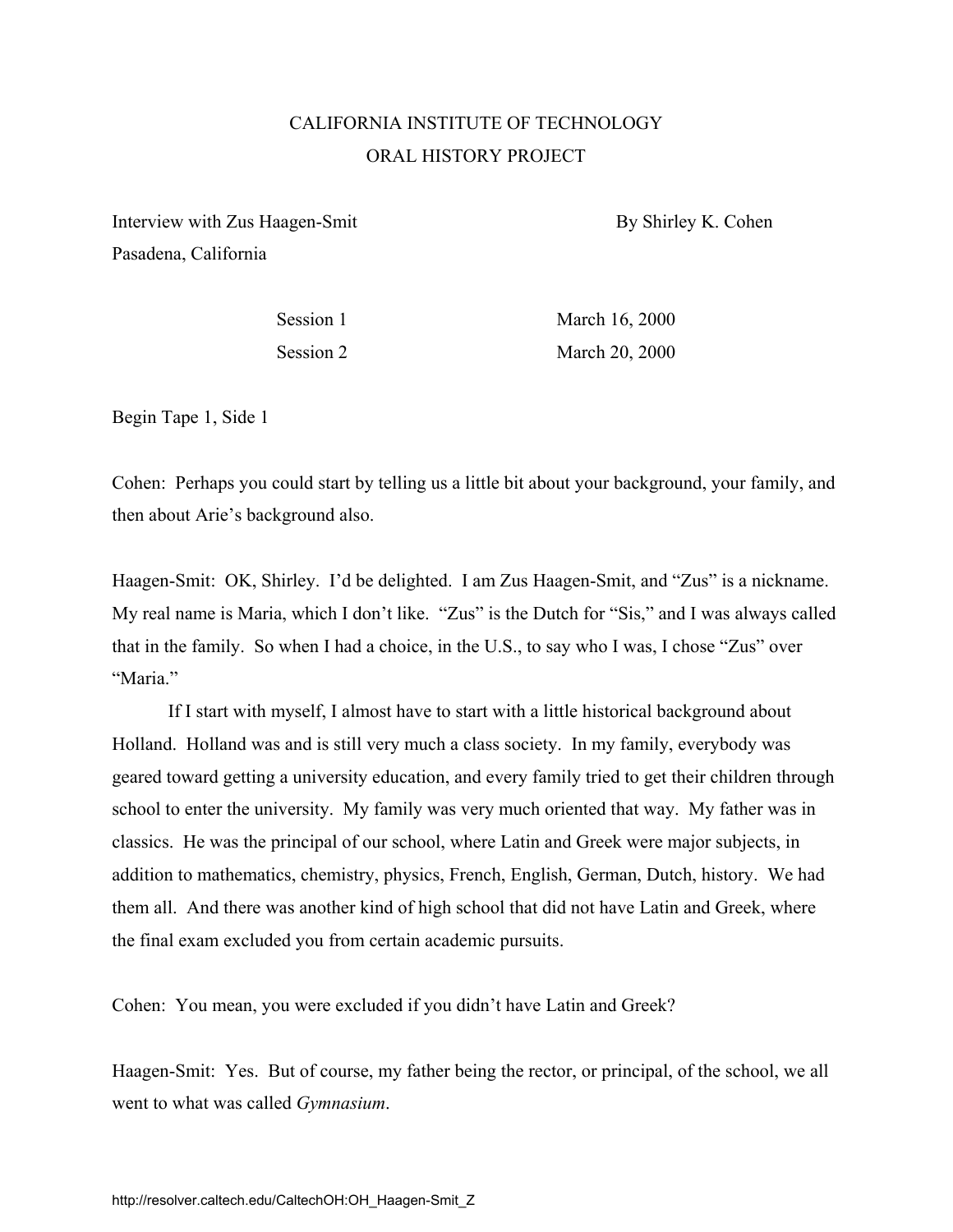CALIFORNIA INSTITUTE OF TECHNOLOGY
ORAL HISTORY PROJECT

Interview with Zus Haagen-Smit
Pasadena, California

By Shirley K. Cohen

Session 1 March 16, 2000
Session 2 March 20, 2000

Begin Tape 1, Side 1

Cohen: Perhaps you could start by telling us a little bit about your background, your family, and then about Arie's background also.

Haagen-Smit: OK, Shirley. I'd be delighted. I am Zus Haagen-Smit, and "Zus" is a nickname. My real name is Maria, which I don't like. "Zus" is the Dutch for "Sis," and I was always called that in the family. So when I had a choice, in the U.S., to say who I was, I chose "Zus" over "Maria."

If I start with myself, I almost have to start with a little historical background about Holland. Holland was and is still very much a class society. In my family, everybody was geared toward getting a university education, and every family tried to get their children through school to enter the university. My family was very much oriented that way. My father was in classics. He was the principal of our school, where Latin and Greek were major subjects, in addition to mathematics, chemistry, physics, French, English, German, Dutch, history. We had them all. And there was another kind of high school that did not have Latin and Greek, where the final exam excluded you from certain academic pursuits.

Cohen: You mean, you were excluded if you didn't have Latin and Greek?

Haagen-Smit: Yes. But of course, my father being the rector, or principal, of the school, we all went to what was called *Gymnasium*.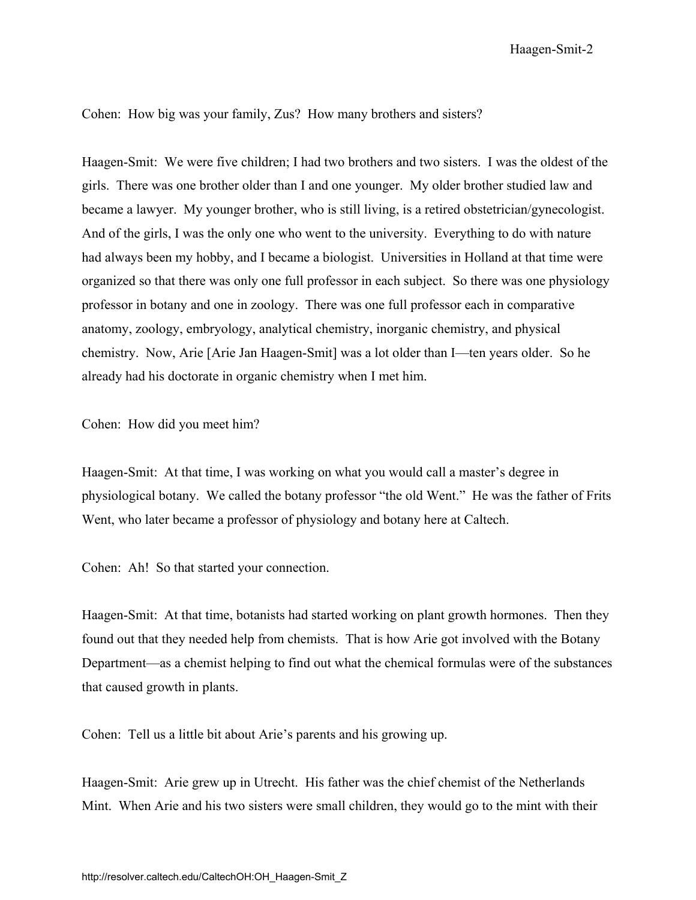Cohen: How big was your family, Zus? How many brothers and sisters?

Haagen-Smit: We were five children; I had two brothers and two sisters. I was the oldest of the girls. There was one brother older than I and one younger. My older brother studied law and became a lawyer. My younger brother, who is still living, is a retired obstetrician/gynecologist. And of the girls, I was the only one who went to the university. Everything to do with nature had always been my hobby, and I became a biologist. Universities in Holland at that time were organized so that there was only one full professor in each subject. So there was one physiology professor in botany and one in zoology. There was one full professor each in comparative anatomy, zoology, embryology, analytical chemistry, inorganic chemistry, and physical chemistry. Now, Arie [Arie Jan Haagen-Smit] was a lot older than I—ten years older. So he already had his doctorate in organic chemistry when I met him.

Cohen: How did you meet him?

Haagen-Smit: At that time, I was working on what you would call a master's degree in physiological botany. We called the botany professor "the old Went." He was the father of Frits Went, who later became a professor of physiology and botany here at Caltech.

Cohen: Ah! So that started your connection.

Haagen-Smit: At that time, botanists had started working on plant growth hormones. Then they found out that they needed help from chemists. That is how Arie got involved with the Botany Department—as a chemist helping to find out what the chemical formulas were of the substances that caused growth in plants.

Cohen: Tell us a little bit about Arie's parents and his growing up.

Haagen-Smit: Arie grew up in Utrecht. His father was the chief chemist of the Netherlands Mint. When Arie and his two sisters were small children, they would go to the mint with their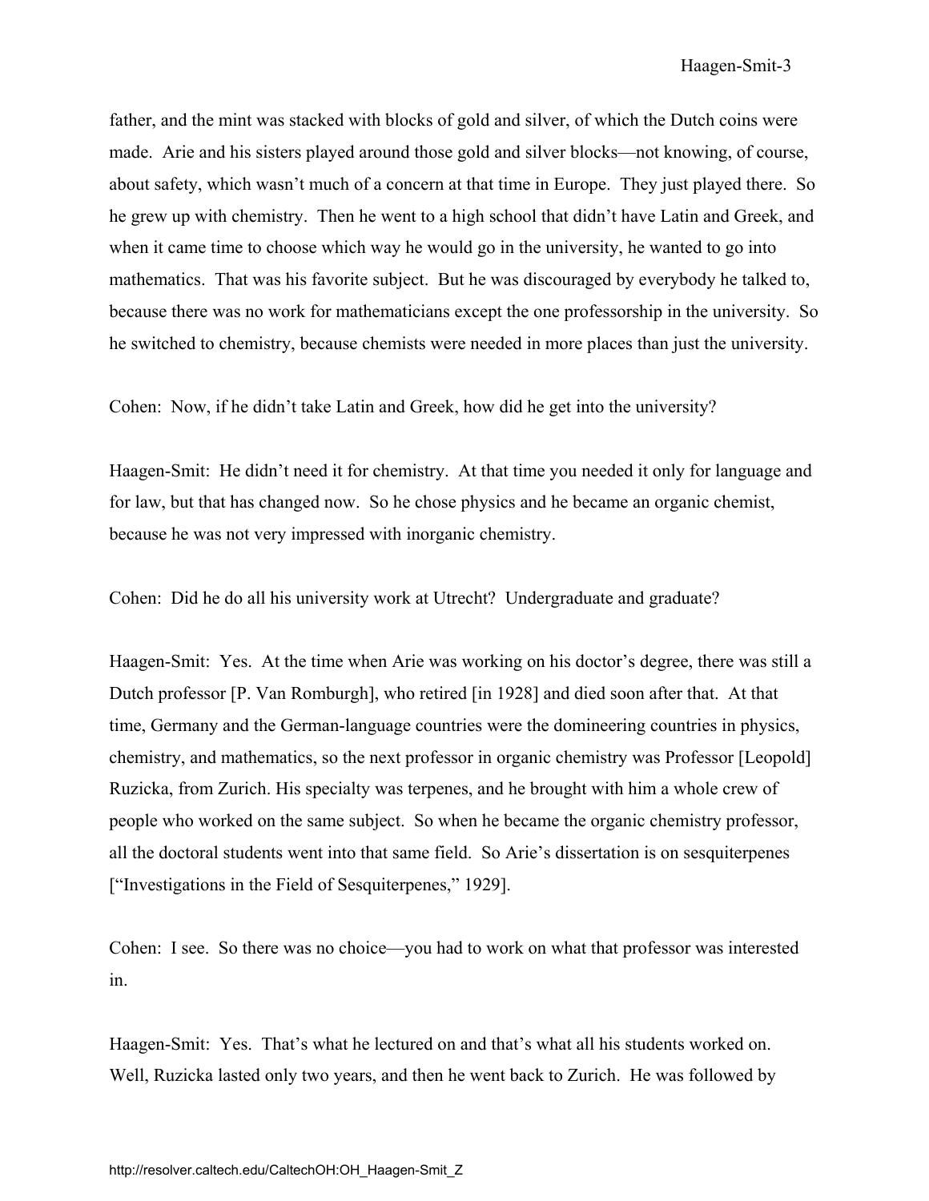father, and the mint was stacked with blocks of gold and silver, of which the Dutch coins were made. Arie and his sisters played around those gold and silver blocks—not knowing, of course, about safety, which wasn't much of a concern at that time in Europe. They just played there. So he grew up with chemistry. Then he went to a high school that didn't have Latin and Greek, and when it came time to choose which way he would go in the university, he wanted to go into mathematics. That was his favorite subject. But he was discouraged by everybody he talked to, because there was no work for mathematicians except the one professorship in the university. So he switched to chemistry, because chemists were needed in more places than just the university.

Cohen: Now, if he didn't take Latin and Greek, how did he get into the university?

Haagen-Smit: He didn't need it for chemistry. At that time you needed it only for language and for law, but that has changed now. So he chose physics and he became an organic chemist, because he was not very impressed with inorganic chemistry.

Cohen: Did he do all his university work at Utrecht? Undergraduate and graduate?

Haagen-Smit: Yes. At the time when Arie was working on his doctor's degree, there was still a Dutch professor [P. Van Romburgh], who retired [in 1928] and died soon after that. At that time, Germany and the German-language countries were the domineering countries in physics, chemistry, and mathematics, so the next professor in organic chemistry was Professor [Leopold] Ruzicka, from Zurich. His specialty was terpenes, and he brought with him a whole crew of people who worked on the same subject. So when he became the organic chemistry professor, all the doctoral students went into that same field. So Arie's dissertation is on sesquiterpenes ["Investigations in the Field of Sesquiterpenes," 1929].

Cohen: I see. So there was no choice—you had to work on what that professor was interested in.

Haagen-Smit: Yes. That's what he lectured on and that's what all his students worked on. Well, Ruzicka lasted only two years, and then he went back to Zurich. He was followed by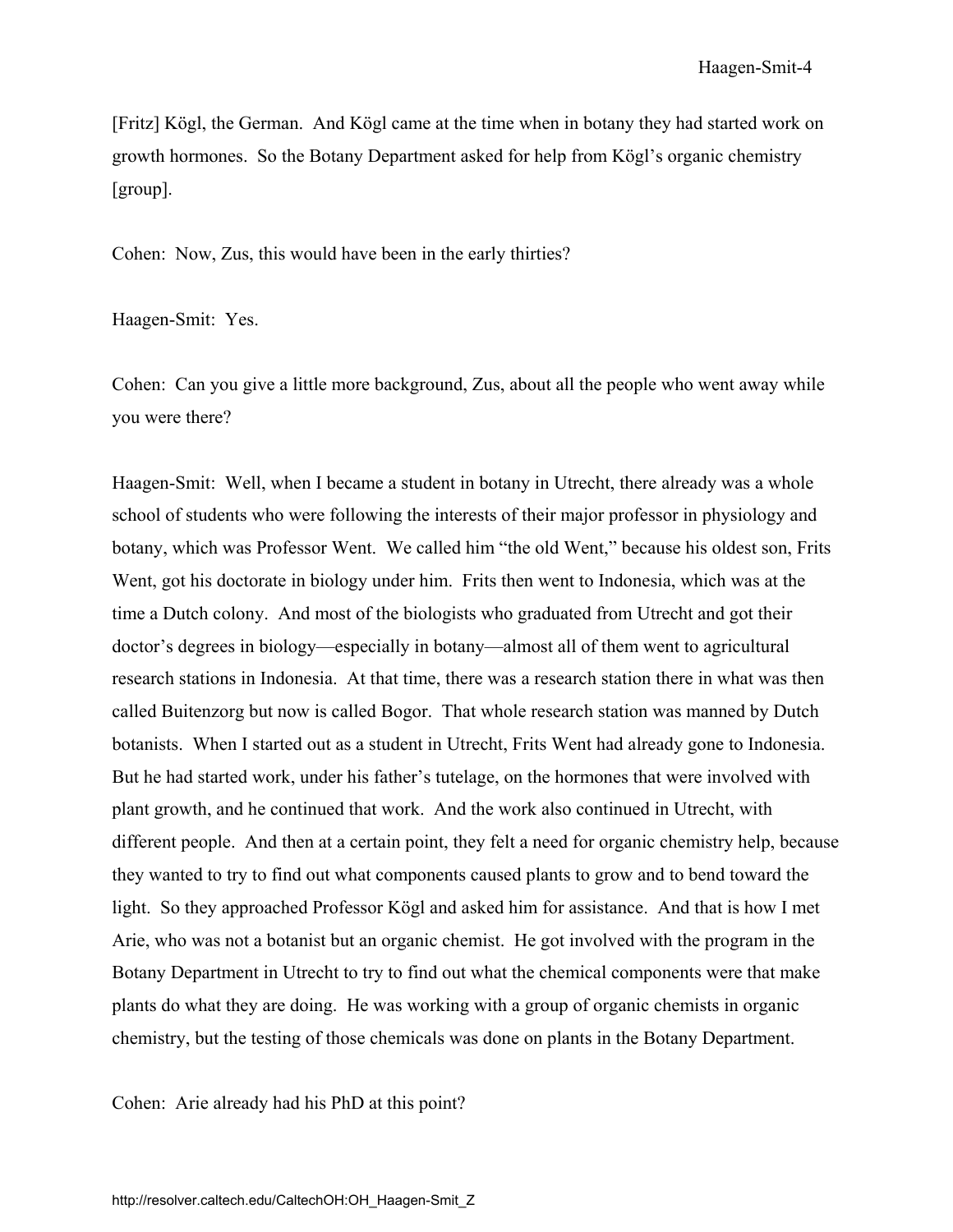[Fritz] Kögl, the German. And Kögl came at the time when in botany they had started work on growth hormones. So the Botany Department asked for help from Kögl's organic chemistry [group].

Cohen: Now, Zus, this would have been in the early thirties?

Haagen-Smit: Yes.

Cohen: Can you give a little more background, Zus, about all the people who went away while you were there?

Haagen-Smit: Well, when I became a student in botany in Utrecht, there already was a whole school of students who were following the interests of their major professor in physiology and botany, which was Professor Went. We called him "the old Went," because his oldest son, Frits Went, got his doctorate in biology under him. Frits then went to Indonesia, which was at the time a Dutch colony. And most of the biologists who graduated from Utrecht and got their doctor's degrees in biology—especially in botany—almost all of them went to agricultural research stations in Indonesia. At that time, there was a research station there in what was then called Buitenzorg but now is called Bogor. That whole research station was manned by Dutch botanists. When I started out as a student in Utrecht, Frits Went had already gone to Indonesia. But he had started work, under his father's tutelage, on the hormones that were involved with plant growth, and he continued that work. And the work also continued in Utrecht, with different people. And then at a certain point, they felt a need for organic chemistry help, because they wanted to try to find out what components caused plants to grow and to bend toward the light. So they approached Professor Kögl and asked him for assistance. And that is how I met Arie, who was not a botanist but an organic chemist. He got involved with the program in the Botany Department in Utrecht to try to find out what the chemical components were that make plants do what they are doing. He was working with a group of organic chemists in organic chemistry, but the testing of those chemicals was done on plants in the Botany Department.

Cohen: Arie already had his PhD at this point?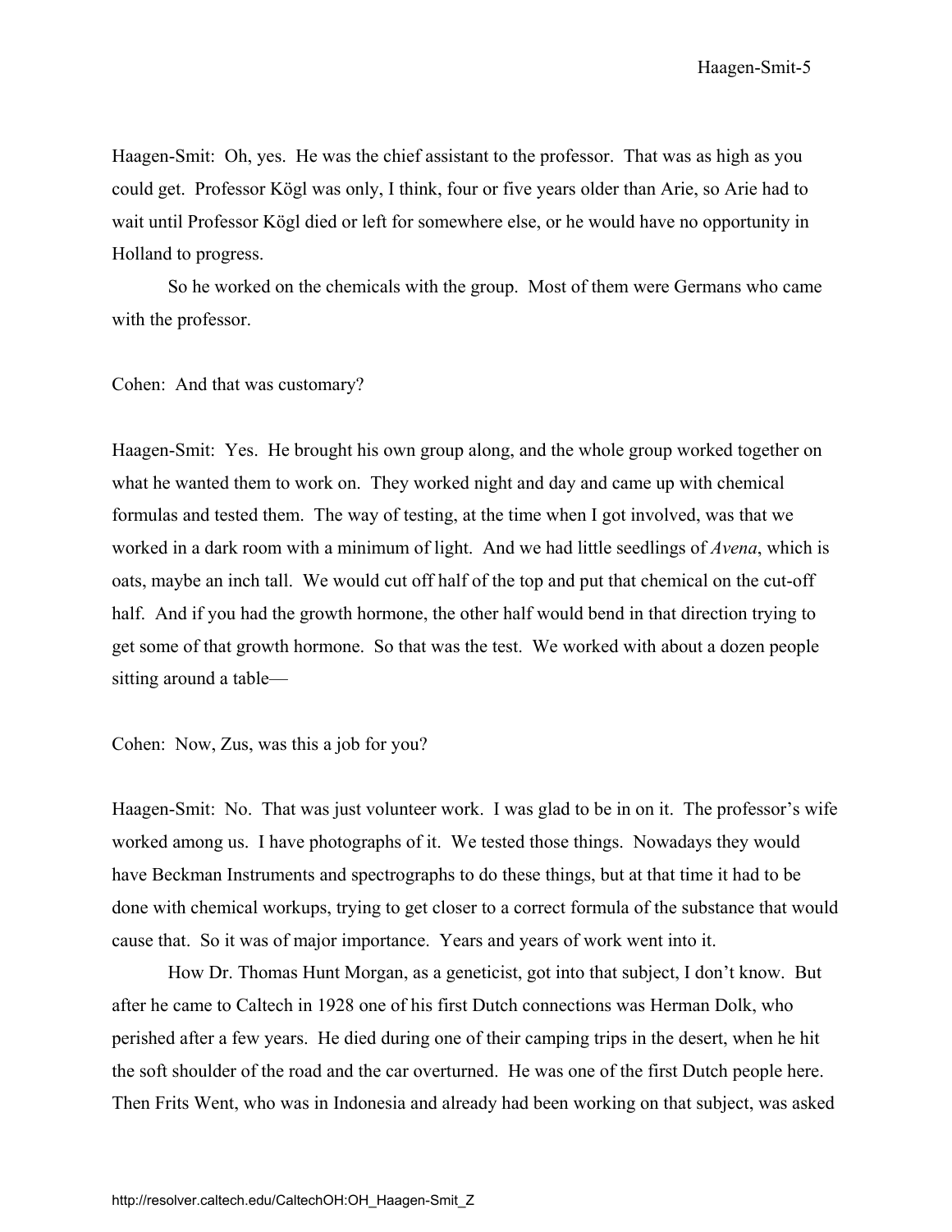Haagen-Smit: Oh, yes. He was the chief assistant to the professor. That was as high as you could get. Professor Kögl was only, I think, four or five years older than Arie, so Arie had to wait until Professor Kögl died or left for somewhere else, or he would have no opportunity in Holland to progress.

So he worked on the chemicals with the group. Most of them were Germans who came with the professor.

Cohen: And that was customary?

Haagen-Smit: Yes. He brought his own group along, and the whole group worked together on what he wanted them to work on. They worked night and day and came up with chemical formulas and tested them. The way of testing, at the time when I got involved, was that we worked in a dark room with a minimum of light. And we had little seedlings of *Avena*, which is oats, maybe an inch tall. We would cut off half of the top and put that chemical on the cut-off half. And if you had the growth hormone, the other half would bend in that direction trying to get some of that growth hormone. So that was the test. We worked with about a dozen people sitting around a table—

Cohen: Now, Zus, was this a job for you?

Haagen-Smit: No. That was just volunteer work. I was glad to be in on it. The professor's wife worked among us. I have photographs of it. We tested those things. Nowadays they would have Beckman Instruments and spectrographs to do these things, but at that time it had to be done with chemical workups, trying to get closer to a correct formula of the substance that would cause that. So it was of major importance. Years and years of work went into it.

How Dr. Thomas Hunt Morgan, as a geneticist, got into that subject, I don't know. But after he came to Caltech in 1928 one of his first Dutch connections was Herman Dolk, who perished after a few years. He died during one of their camping trips in the desert, when he hit the soft shoulder of the road and the car overturned. He was one of the first Dutch people here. Then Frits Went, who was in Indonesia and already had been working on that subject, was asked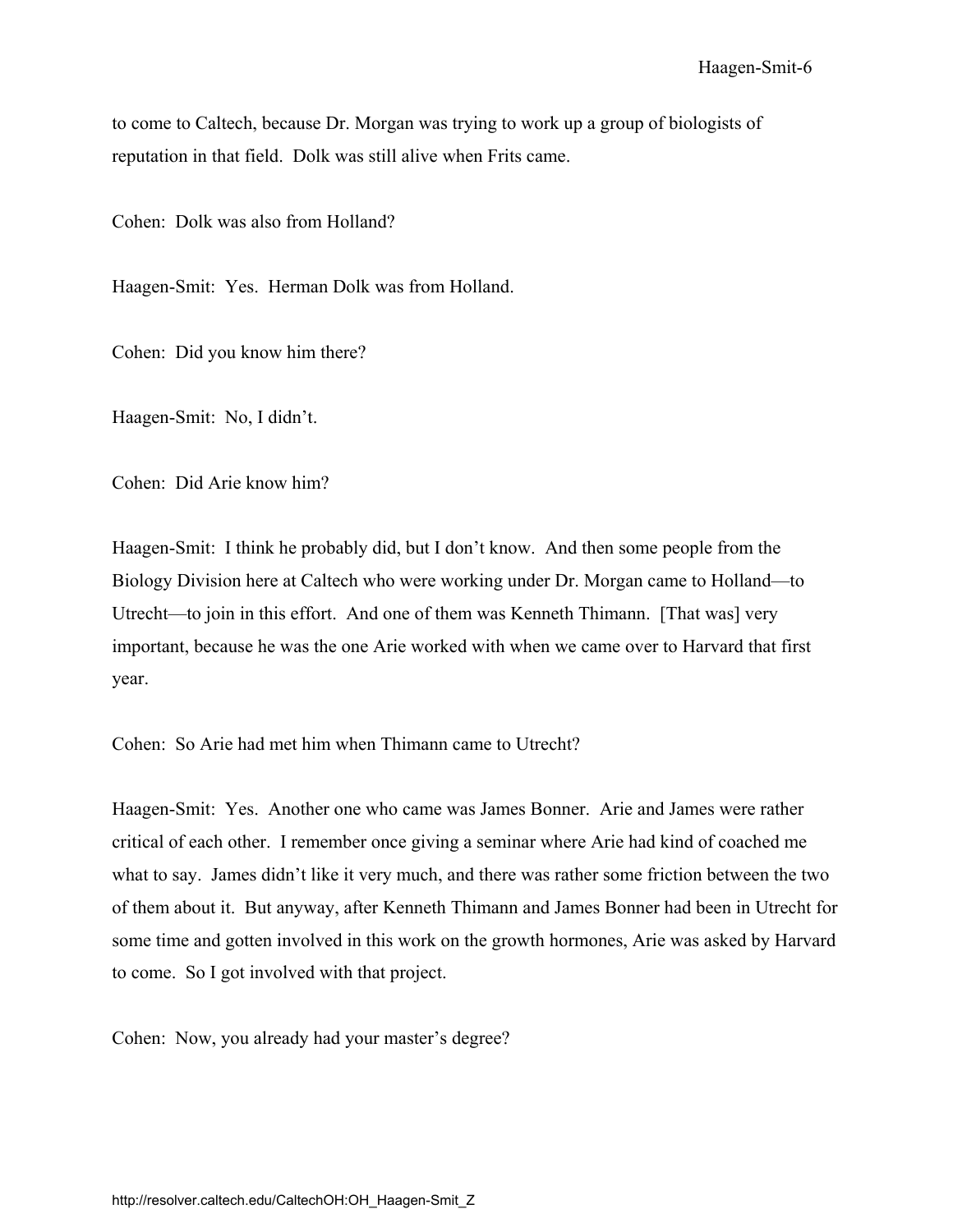to come to Caltech, because Dr. Morgan was trying to work up a group of biologists of reputation in that field. Dolk was still alive when Frits came.

Cohen: Dolk was also from Holland?

Haagen-Smit: Yes. Herman Dolk was from Holland.

Cohen: Did you know him there?

Haagen-Smit: No, I didn't.

Cohen: Did Arie know him?

Haagen-Smit: I think he probably did, but I don't know. And then some people from the Biology Division here at Caltech who were working under Dr. Morgan came to Holland—to Utrecht—to join in this effort. And one of them was Kenneth Thimann. [That was] very important, because he was the one Arie worked with when we came over to Harvard that first year.

Cohen: So Arie had met him when Thimann came to Utrecht?

Haagen-Smit: Yes. Another one who came was James Bonner. Arie and James were rather critical of each other. I remember once giving a seminar where Arie had kind of coached me what to say. James didn't like it very much, and there was rather some friction between the two of them about it. But anyway, after Kenneth Thimann and James Bonner had been in Utrecht for some time and gotten involved in this work on the growth hormones, Arie was asked by Harvard to come. So I got involved with that project.

Cohen: Now, you already had your master's degree?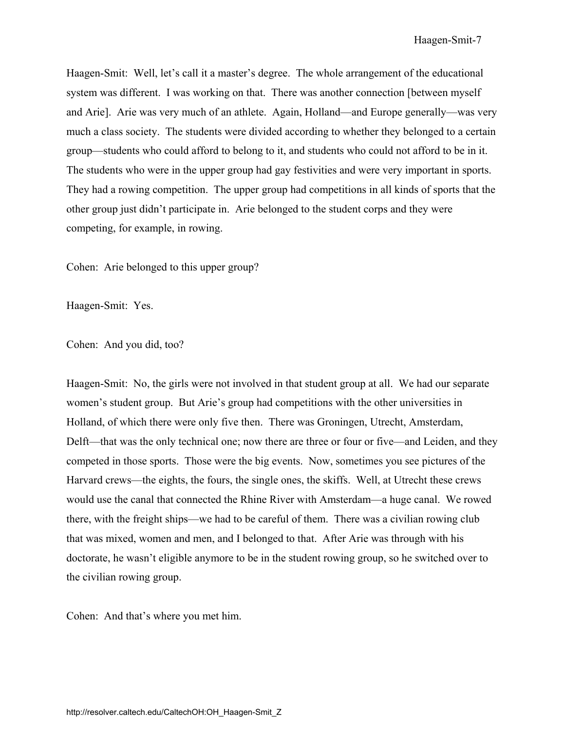Haagen-Smit: Well, let's call it a master's degree. The whole arrangement of the educational system was different. I was working on that. There was another connection [between myself and Arie]. Arie was very much of an athlete. Again, Holland—and Europe generally—was very much a class society. The students were divided according to whether they belonged to a certain group—students who could afford to belong to it, and students who could not afford to be in it. The students who were in the upper group had gay festivities and were very important in sports. They had a rowing competition. The upper group had competitions in all kinds of sports that the other group just didn't participate in. Arie belonged to the student corps and they were competing, for example, in rowing.

Cohen: Arie belonged to this upper group?

Haagen-Smit: Yes.

Cohen: And you did, too?

Haagen-Smit: No, the girls were not involved in that student group at all. We had our separate women's student group. But Arie's group had competitions with the other universities in Holland, of which there were only five then. There was Groningen, Utrecht, Amsterdam, Delft—that was the only technical one; now there are three or four or five—and Leiden, and they competed in those sports. Those were the big events. Now, sometimes you see pictures of the Harvard crews—the eights, the fours, the single ones, the skiffs. Well, at Utrecht these crews would use the canal that connected the Rhine River with Amsterdam—a huge canal. We rowed there, with the freight ships—we had to be careful of them. There was a civilian rowing club that was mixed, women and men, and I belonged to that. After Arie was through with his doctorate, he wasn't eligible anymore to be in the student rowing group, so he switched over to the civilian rowing group.

Cohen: And that's where you met him.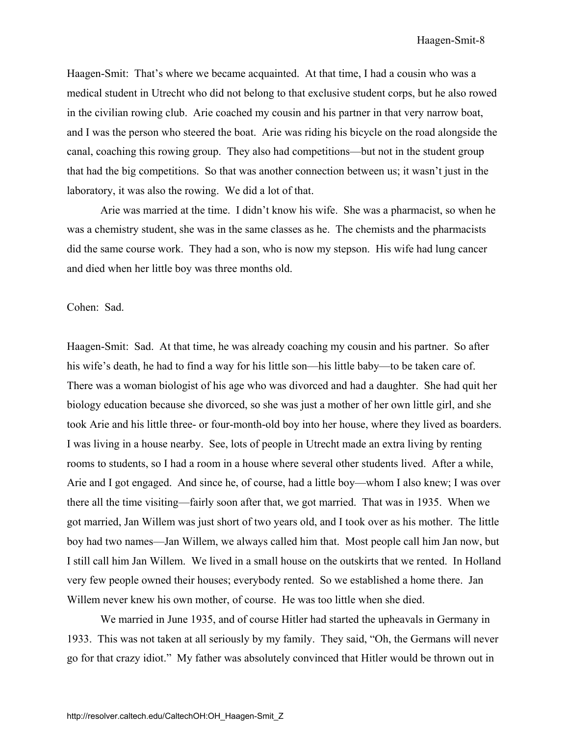Haagen-Smit: That's where we became acquainted. At that time, I had a cousin who was a medical student in Utrecht who did not belong to that exclusive student corps, but he also rowed in the civilian rowing club. Arie coached my cousin and his partner in that very narrow boat, and I was the person who steered the boat. Arie was riding his bicycle on the road alongside the canal, coaching this rowing group. They also had competitions—but not in the student group that had the big competitions. So that was another connection between us; it wasn't just in the laboratory, it was also the rowing. We did a lot of that.

Arie was married at the time. I didn't know his wife. She was a pharmacist, so when he was a chemistry student, she was in the same classes as he. The chemists and the pharmacists did the same course work. They had a son, who is now my stepson. His wife had lung cancer and died when her little boy was three months old.

Cohen: Sad.

Haagen-Smit: Sad. At that time, he was already coaching my cousin and his partner. So after his wife's death, he had to find a way for his little son—his little baby—to be taken care of. There was a woman biologist of his age who was divorced and had a daughter. She had quit her biology education because she divorced, so she was just a mother of her own little girl, and she took Arie and his little three- or four-month-old boy into her house, where they lived as boarders. I was living in a house nearby. See, lots of people in Utrecht made an extra living by renting rooms to students, so I had a room in a house where several other students lived. After a while, Arie and I got engaged. And since he, of course, had a little boy—whom I also knew; I was over there all the time visiting—fairly soon after that, we got married. That was in 1935. When we got married, Jan Willem was just short of two years old, and I took over as his mother. The little boy had two names—Jan Willem, we always called him that. Most people call him Jan now, but I still call him Jan Willem. We lived in a small house on the outskirts that we rented. In Holland very few people owned their houses; everybody rented. So we established a home there. Jan Willem never knew his own mother, of course. He was too little when she died.

We married in June 1935, and of course Hitler had started the upheavals in Germany in 1933. This was not taken at all seriously by my family. They said, "Oh, the Germans will never go for that crazy idiot." My father was absolutely convinced that Hitler would be thrown out in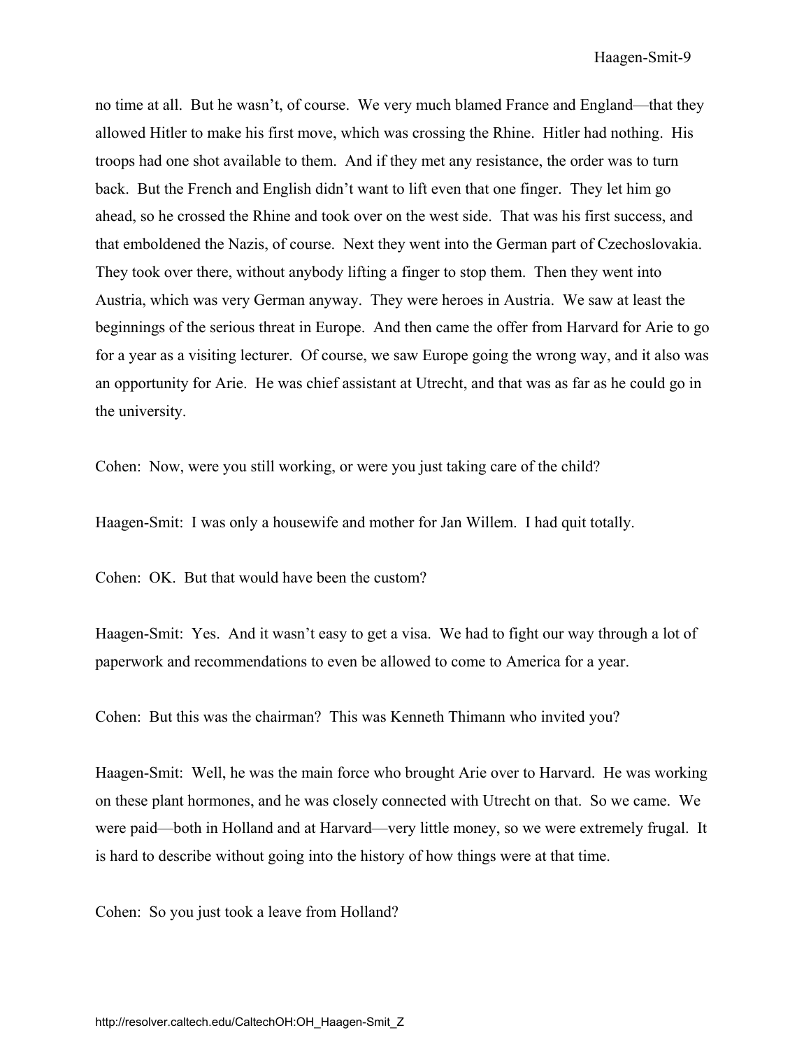no time at all. But he wasn't, of course. We very much blamed France and England—that they allowed Hitler to make his first move, which was crossing the Rhine. Hitler had nothing. His troops had one shot available to them. And if they met any resistance, the order was to turn back. But the French and English didn't want to lift even that one finger. They let him go ahead, so he crossed the Rhine and took over on the west side. That was his first success, and that emboldened the Nazis, of course. Next they went into the German part of Czechoslovakia. They took over there, without anybody lifting a finger to stop them. Then they went into Austria, which was very German anyway. They were heroes in Austria. We saw at least the beginnings of the serious threat in Europe. And then came the offer from Harvard for Arie to go for a year as a visiting lecturer. Of course, we saw Europe going the wrong way, and it also was an opportunity for Arie. He was chief assistant at Utrecht, and that was as far as he could go in the university.

Cohen: Now, were you still working, or were you just taking care of the child?

Haagen-Smit: I was only a housewife and mother for Jan Willem. I had quit totally.

Cohen: OK. But that would have been the custom?

Haagen-Smit: Yes. And it wasn't easy to get a visa. We had to fight our way through a lot of paperwork and recommendations to even be allowed to come to America for a year.

Cohen: But this was the chairman? This was Kenneth Thimann who invited you?

Haagen-Smit: Well, he was the main force who brought Arie over to Harvard. He was working on these plant hormones, and he was closely connected with Utrecht on that. So we came. We were paid—both in Holland and at Harvard—very little money, so we were extremely frugal. It is hard to describe without going into the history of how things were at that time.

Cohen: So you just took a leave from Holland?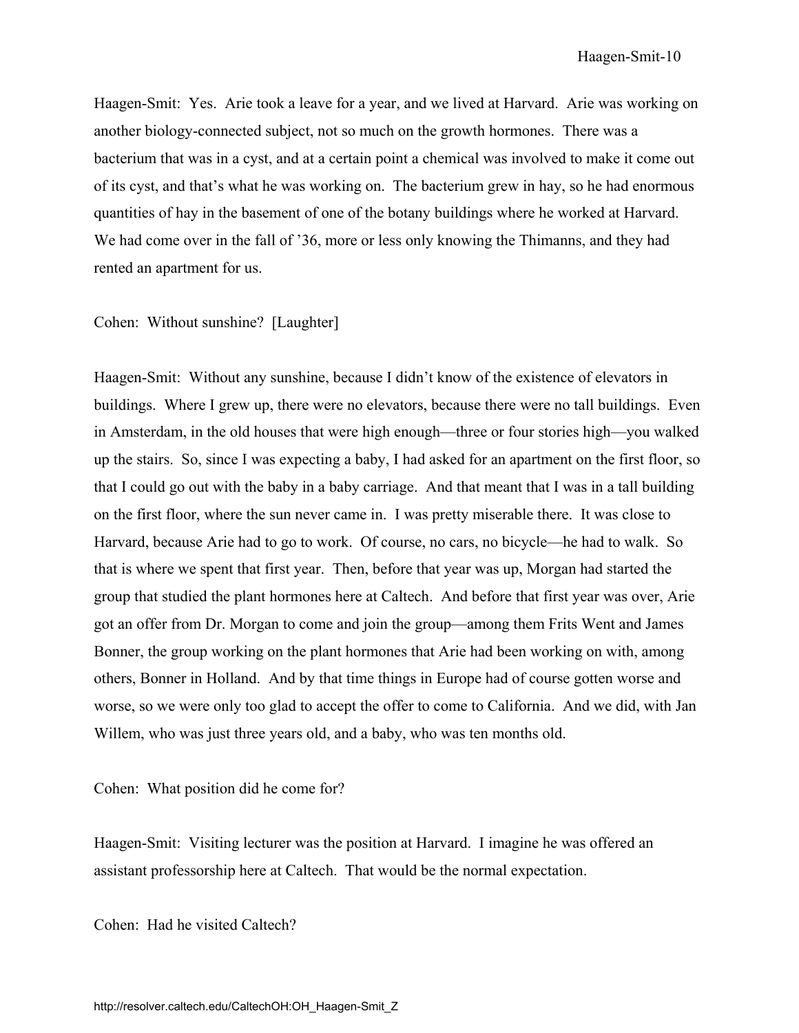Haagen-Smit: Yes. Arie took a leave for a year, and we lived at Harvard. Arie was working on another biology-connected subject, not so much on the growth hormones. There was a bacterium that was in a cyst, and at a certain point a chemical was involved to make it come out of its cyst, and that's what he was working on. The bacterium grew in hay, so he had enormous quantities of hay in the basement of one of the botany buildings where he worked at Harvard. We had come over in the fall of '36, more or less only knowing the Thimanns, and they had rented an apartment for us.

Cohen: Without sunshine? [Laughter]

Haagen-Smit: Without any sunshine, because I didn't know of the existence of elevators in buildings. Where I grew up, there were no elevators, because there were no tall buildings. Even in Amsterdam, in the old houses that were high enough—three or four stories high—you walked up the stairs. So, since I was expecting a baby, I had asked for an apartment on the first floor, so that I could go out with the baby in a baby carriage. And that meant that I was in a tall building on the first floor, where the sun never came in. I was pretty miserable there. It was close to Harvard, because Arie had to go to work. Of course, no cars, no bicycle—he had to walk. So that is where we spent that first year. Then, before that year was up, Morgan had started the group that studied the plant hormones here at Caltech. And before that first year was over, Arie got an offer from Dr. Morgan to come and join the group—among them Frits Went and James Bonner, the group working on the plant hormones that Arie had been working on with, among others, Bonner in Holland. And by that time things in Europe had of course gotten worse and worse, so we were only too glad to accept the offer to come to California. And we did, with Jan Willem, who was just three years old, and a baby, who was ten months old.

Cohen: What position did he come for?

Haagen-Smit: Visiting lecturer was the position at Harvard. I imagine he was offered an assistant professorship here at Caltech. That would be the normal expectation.

Cohen: Had he visited Caltech?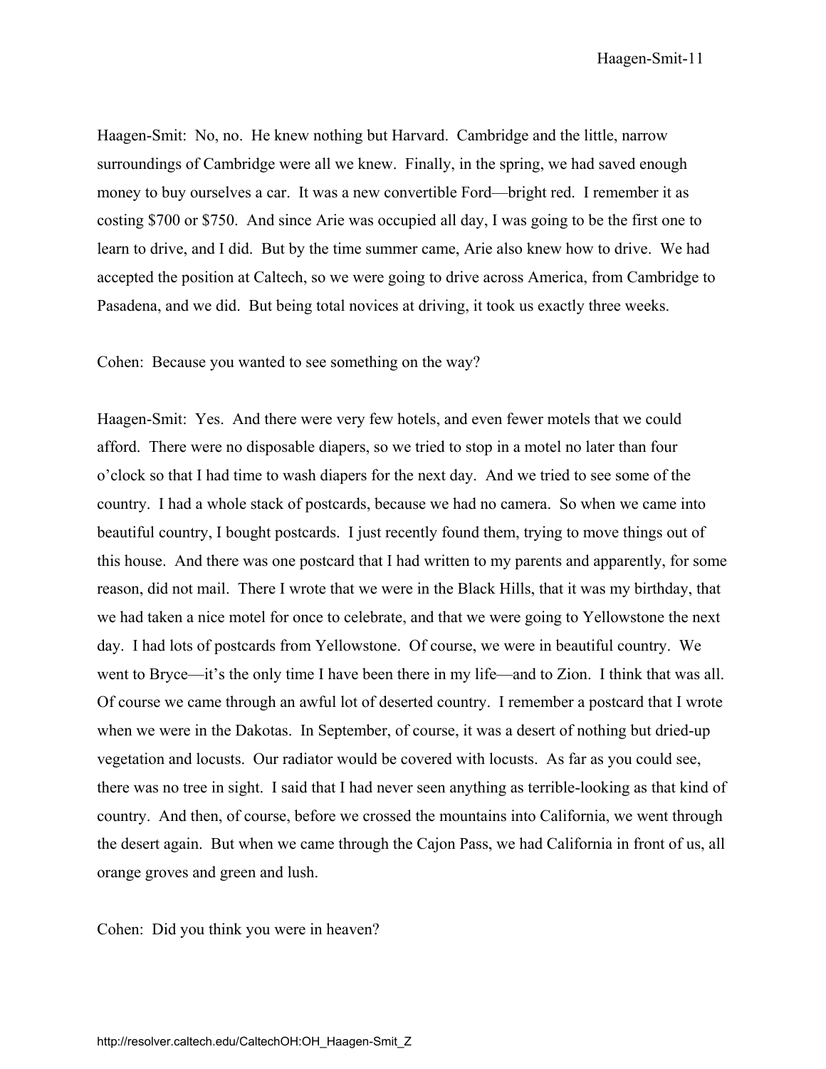Haagen-Smit: No, no. He knew nothing but Harvard. Cambridge and the little, narrow surroundings of Cambridge were all we knew. Finally, in the spring, we had saved enough money to buy ourselves a car. It was a new convertible Ford—bright red. I remember it as costing $700 or $750. And since Arie was occupied all day, I was going to be the first one to learn to drive, and I did. But by the time summer came, Arie also knew how to drive. We had accepted the position at Caltech, so we were going to drive across America, from Cambridge to Pasadena, and we did. But being total novices at driving, it took us exactly three weeks.

Cohen: Because you wanted to see something on the way?

Haagen-Smit: Yes. And there were very few hotels, and even fewer motels that we could afford. There were no disposable diapers, so we tried to stop in a motel no later than four o'clock so that I had time to wash diapers for the next day. And we tried to see some of the country. I had a whole stack of postcards, because we had no camera. So when we came into beautiful country, I bought postcards. I just recently found them, trying to move things out of this house. And there was one postcard that I had written to my parents and apparently, for some reason, did not mail. There I wrote that we were in the Black Hills, that it was my birthday, that we had taken a nice motel for once to celebrate, and that we were going to Yellowstone the next day. I had lots of postcards from Yellowstone. Of course, we were in beautiful country. We went to Bryce—it's the only time I have been there in my life—and to Zion. I think that was all. Of course we came through an awful lot of deserted country. I remember a postcard that I wrote when we were in the Dakotas. In September, of course, it was a desert of nothing but dried-up vegetation and locusts. Our radiator would be covered with locusts. As far as you could see, there was no tree in sight. I said that I had never seen anything as terrible-looking as that kind of country. And then, of course, before we crossed the mountains into California, we went through the desert again. But when we came through the Cajon Pass, we had California in front of us, all orange groves and green and lush.

Cohen: Did you think you were in heaven?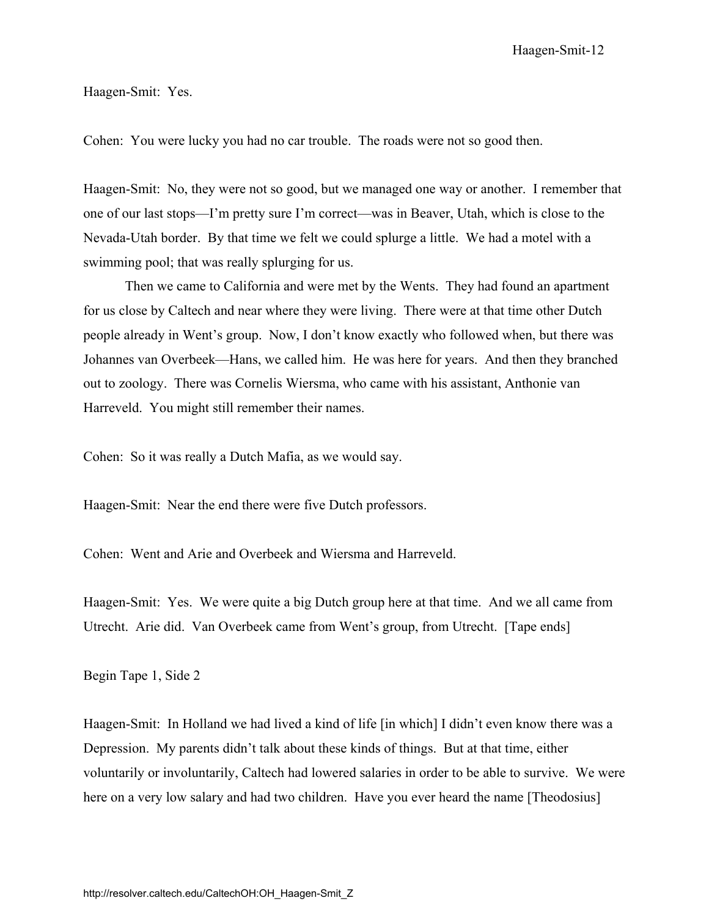Haagen-Smit: Yes.

Cohen: You were lucky you had no car trouble. The roads were not so good then.

Haagen-Smit: No, they were not so good, but we managed one way or another. I remember that one of our last stops—I'm pretty sure I'm correct—was in Beaver, Utah, which is close to the Nevada-Utah border. By that time we felt we could splurge a little. We had a motel with a swimming pool; that was really splurging for us.

Then we came to California and were met by the Wents. They had found an apartment for us close by Caltech and near where they were living. There were at that time other Dutch people already in Went's group. Now, I don't know exactly who followed when, but there was Johannes van Overbeek—Hans, we called him. He was here for years. And then they branched out to zoology. There was Cornelis Wiersma, who came with his assistant, Anthonie van Harreveld. You might still remember their names.

Cohen: So it was really a Dutch Mafia, as we would say.

Haagen-Smit: Near the end there were five Dutch professors.

Cohen: Went and Arie and Overbeek and Wiersma and Harreveld.

Haagen-Smit: Yes. We were quite a big Dutch group here at that time. And we all came from Utrecht. Arie did. Van Overbeek came from Went's group, from Utrecht. [Tape ends]

Begin Tape 1, Side 2

Haagen-Smit: In Holland we had lived a kind of life [in which] I didn't even know there was a Depression. My parents didn't talk about these kinds of things. But at that time, either voluntarily or involuntarily, Caltech had lowered salaries in order to be able to survive. We were here on a very low salary and had two children. Have you ever heard the name [Theodosius]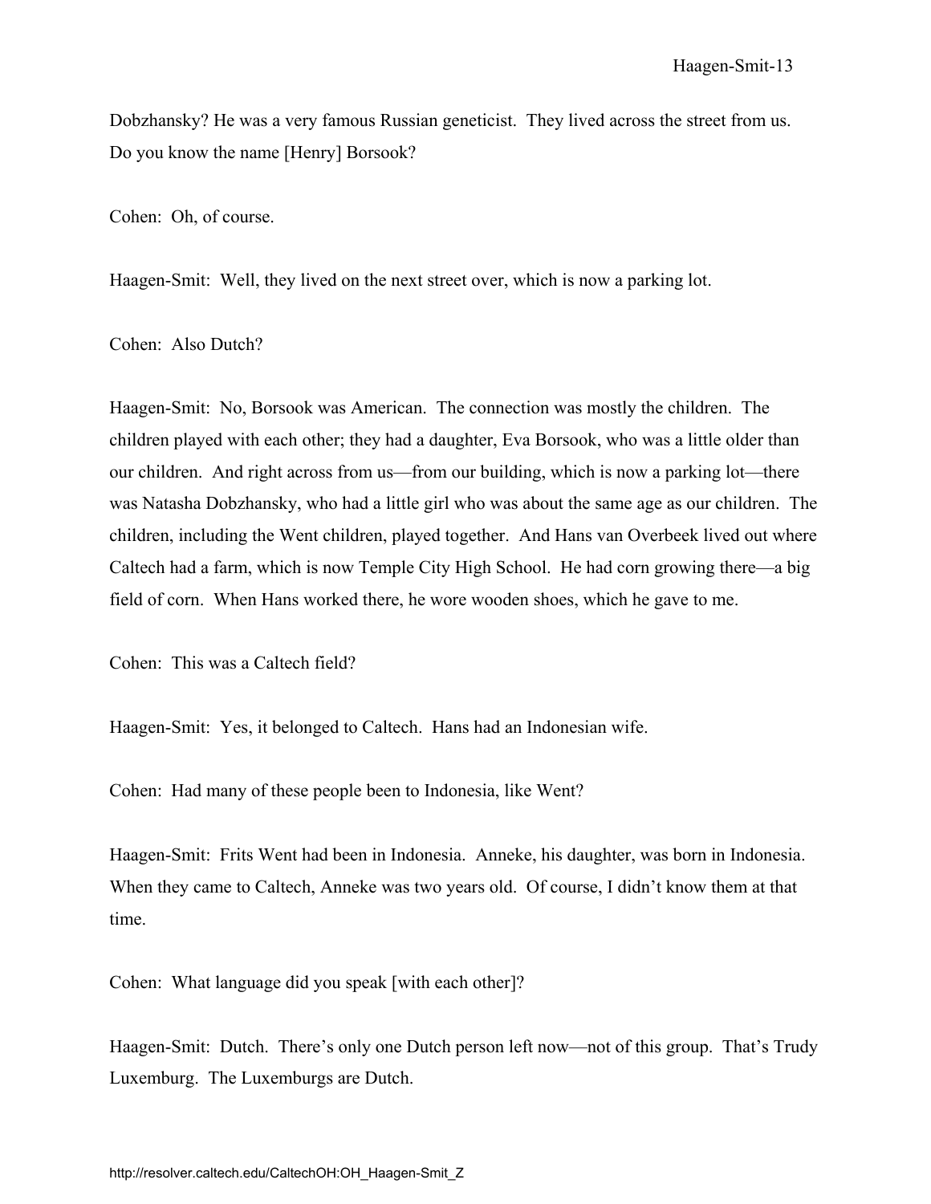Dobzhansky? He was a very famous Russian geneticist. They lived across the street from us. Do you know the name [Henry] Borsook?

Cohen: Oh, of course.

Haagen-Smit: Well, they lived on the next street over, which is now a parking lot.

Cohen: Also Dutch?

Haagen-Smit: No, Borsook was American. The connection was mostly the children. The children played with each other; they had a daughter, Eva Borsook, who was a little older than our children. And right across from us—from our building, which is now a parking lot—there was Natasha Dobzhansky, who had a little girl who was about the same age as our children. The children, including the Went children, played together. And Hans van Overbeek lived out where Caltech had a farm, which is now Temple City High School. He had corn growing there—a big field of corn. When Hans worked there, he wore wooden shoes, which he gave to me.

Cohen: This was a Caltech field?

Haagen-Smit: Yes, it belonged to Caltech. Hans had an Indonesian wife.

Cohen: Had many of these people been to Indonesia, like Went?

Haagen-Smit: Frits Went had been in Indonesia. Anneke, his daughter, was born in Indonesia. When they came to Caltech, Anneke was two years old. Of course, I didn't know them at that time.

Cohen: What language did you speak [with each other]?

Haagen-Smit: Dutch. There's only one Dutch person left now—not of this group. That's Trudy Luxemburg. The Luxemburgs are Dutch.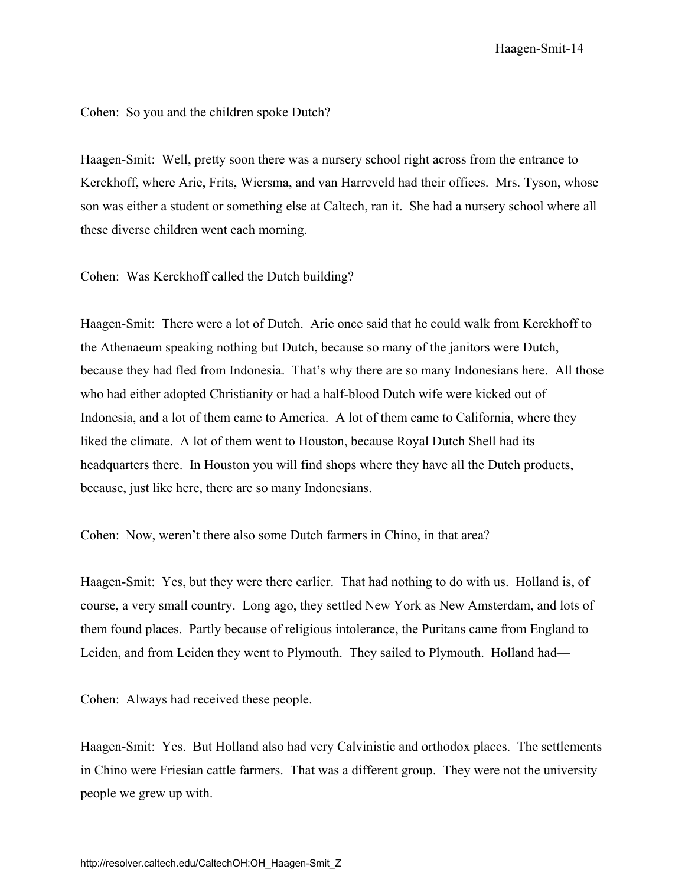Cohen: So you and the children spoke Dutch?

Haagen-Smit: Well, pretty soon there was a nursery school right across from the entrance to Kerckhoff, where Arie, Frits, Wiersma, and van Harreveld had their offices. Mrs. Tyson, whose son was either a student or something else at Caltech, ran it. She had a nursery school where all these diverse children went each morning.

Cohen: Was Kerckhoff called the Dutch building?

Haagen-Smit: There were a lot of Dutch. Arie once said that he could walk from Kerckhoff to the Athenaeum speaking nothing but Dutch, because so many of the janitors were Dutch, because they had fled from Indonesia. That's why there are so many Indonesians here. All those who had either adopted Christianity or had a half-blood Dutch wife were kicked out of Indonesia, and a lot of them came to America. A lot of them came to California, where they liked the climate. A lot of them went to Houston, because Royal Dutch Shell had its headquarters there. In Houston you will find shops where they have all the Dutch products, because, just like here, there are so many Indonesians.

Cohen: Now, weren't there also some Dutch farmers in Chino, in that area?

Haagen-Smit: Yes, but they were there earlier. That had nothing to do with us. Holland is, of course, a very small country. Long ago, they settled New York as New Amsterdam, and lots of them found places. Partly because of religious intolerance, the Puritans came from England to Leiden, and from Leiden they went to Plymouth. They sailed to Plymouth. Holland had—

Cohen: Always had received these people.

Haagen-Smit: Yes. But Holland also had very Calvinistic and orthodox places. The settlements in Chino were Friesian cattle farmers. That was a different group. They were not the university people we grew up with.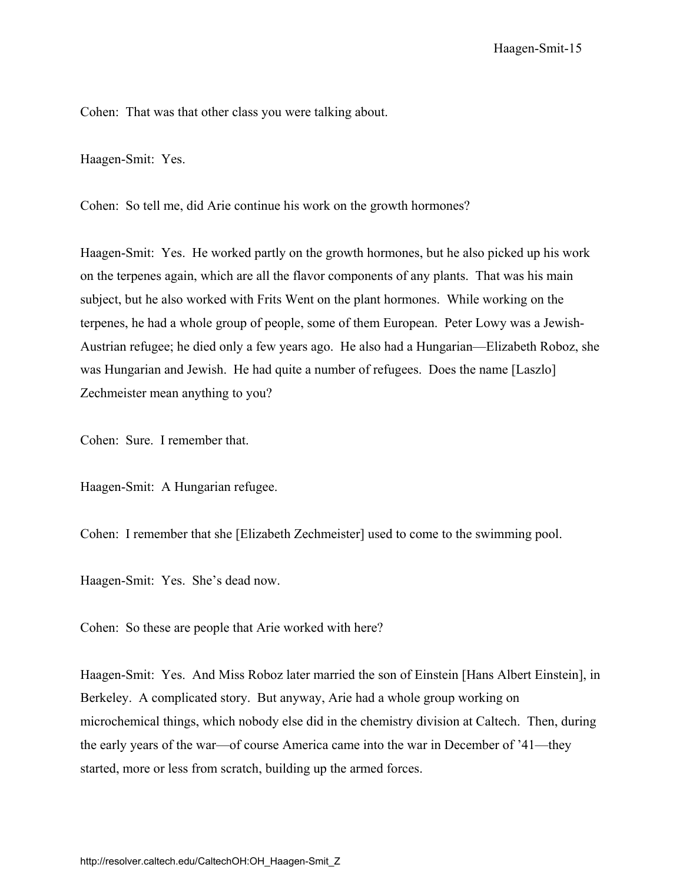Cohen: That was that other class you were talking about.

Haagen-Smit: Yes.

Cohen: So tell me, did Arie continue his work on the growth hormones?

Haagen-Smit: Yes. He worked partly on the growth hormones, but he also picked up his work on the terpenes again, which are all the flavor components of any plants. That was his main subject, but he also worked with Frits Went on the plant hormones. While working on the terpenes, he had a whole group of people, some of them European. Peter Lowy was a Jewish-Austrian refugee; he died only a few years ago. He also had a Hungarian—Elizabeth Roboz, she was Hungarian and Jewish. He had quite a number of refugees. Does the name [Laszlo] Zechmeister mean anything to you?

Cohen: Sure. I remember that.

Haagen-Smit: A Hungarian refugee.

Cohen: I remember that she [Elizabeth Zechmeister] used to come to the swimming pool.

Haagen-Smit: Yes. She's dead now.

Cohen: So these are people that Arie worked with here?

Haagen-Smit: Yes. And Miss Roboz later married the son of Einstein [Hans Albert Einstein], in Berkeley. A complicated story. But anyway, Arie had a whole group working on microchemical things, which nobody else did in the chemistry division at Caltech. Then, during the early years of the war—of course America came into the war in December of '41—they started, more or less from scratch, building up the armed forces.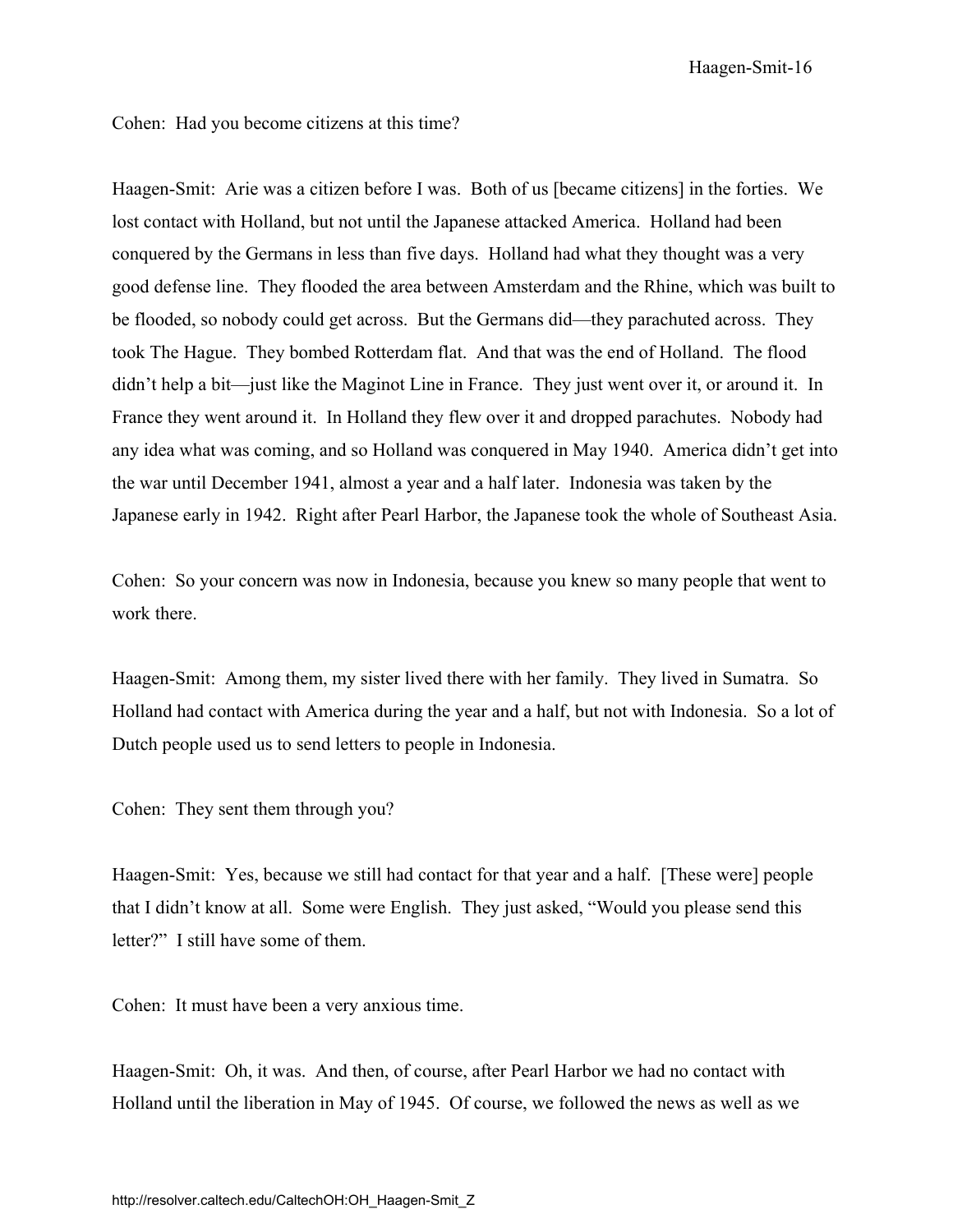Cohen: Had you become citizens at this time?

Haagen-Smit: Arie was a citizen before I was. Both of us [became citizens] in the forties. We lost contact with Holland, but not until the Japanese attacked America. Holland had been conquered by the Germans in less than five days. Holland had what they thought was a very good defense line. They flooded the area between Amsterdam and the Rhine, which was built to be flooded, so nobody could get across. But the Germans did—they parachuted across. They took The Hague. They bombed Rotterdam flat. And that was the end of Holland. The flood didn't help a bit—just like the Maginot Line in France. They just went over it, or around it. In France they went around it. In Holland they flew over it and dropped parachutes. Nobody had any idea what was coming, and so Holland was conquered in May 1940. America didn't get into the war until December 1941, almost a year and a half later. Indonesia was taken by the Japanese early in 1942. Right after Pearl Harbor, the Japanese took the whole of Southeast Asia.

Cohen: So your concern was now in Indonesia, because you knew so many people that went to work there.

Haagen-Smit: Among them, my sister lived there with her family. They lived in Sumatra. So Holland had contact with America during the year and a half, but not with Indonesia. So a lot of Dutch people used us to send letters to people in Indonesia.

Cohen: They sent them through you?

Haagen-Smit: Yes, because we still had contact for that year and a half. [These were] people that I didn't know at all. Some were English. They just asked, "Would you please send this letter?" I still have some of them.

Cohen: It must have been a very anxious time.

Haagen-Smit: Oh, it was. And then, of course, after Pearl Harbor we had no contact with Holland until the liberation in May of 1945. Of course, we followed the news as well as we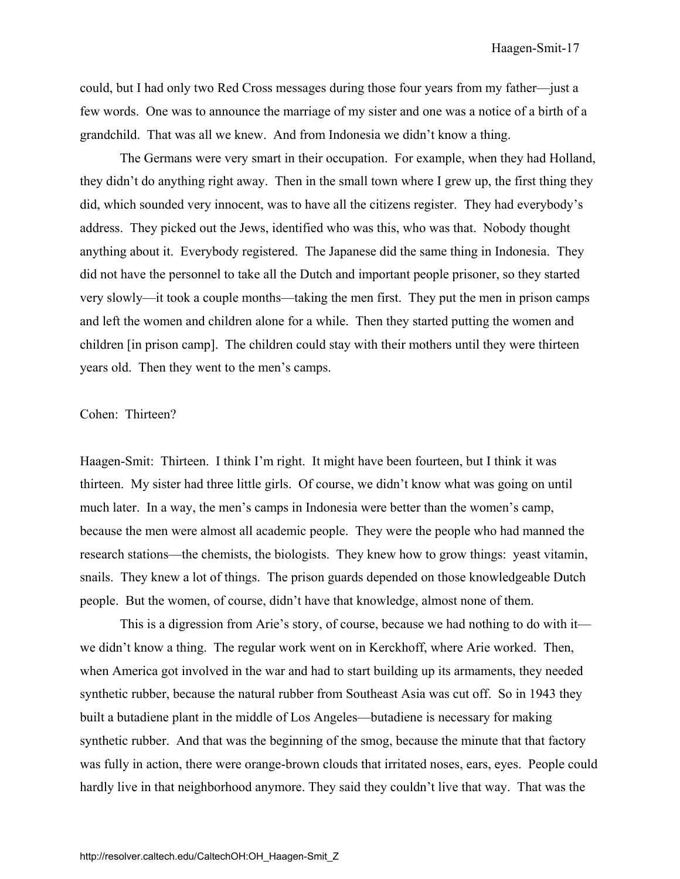could, but I had only two Red Cross messages during those four years from my father—just a few words. One was to announce the marriage of my sister and one was a notice of a birth of a grandchild. That was all we knew. And from Indonesia we didn't know a thing.

The Germans were very smart in their occupation. For example, when they had Holland, they didn't do anything right away. Then in the small town where I grew up, the first thing they did, which sounded very innocent, was to have all the citizens register. They had everybody's address. They picked out the Jews, identified who was this, who was that. Nobody thought anything about it. Everybody registered. The Japanese did the same thing in Indonesia. They did not have the personnel to take all the Dutch and important people prisoner, so they started very slowly—it took a couple months—taking the men first. They put the men in prison camps and left the women and children alone for a while. Then they started putting the women and children [in prison camp]. The children could stay with their mothers until they were thirteen years old. Then they went to the men's camps.

Cohen: Thirteen?

Haagen-Smit: Thirteen. I think I'm right. It might have been fourteen, but I think it was thirteen. My sister had three little girls. Of course, we didn't know what was going on until much later. In a way, the men's camps in Indonesia were better than the women's camp, because the men were almost all academic people. They were the people who had manned the research stations—the chemists, the biologists. They knew how to grow things: yeast vitamin, snails. They knew a lot of things. The prison guards depended on those knowledgeable Dutch people. But the women, of course, didn't have that knowledge, almost none of them.

This is a digression from Arie's story, of course, because we had nothing to do with it—we didn't know a thing. The regular work went on in Kerckhoff, where Arie worked. Then, when America got involved in the war and had to start building up its armaments, they needed synthetic rubber, because the natural rubber from Southeast Asia was cut off. So in 1943 they built a butadiene plant in the middle of Los Angeles—butadiene is necessary for making synthetic rubber. And that was the beginning of the smog, because the minute that that factory was fully in action, there were orange-brown clouds that irritated noses, ears, eyes. People could hardly live in that neighborhood anymore. They said they couldn't live that way. That was the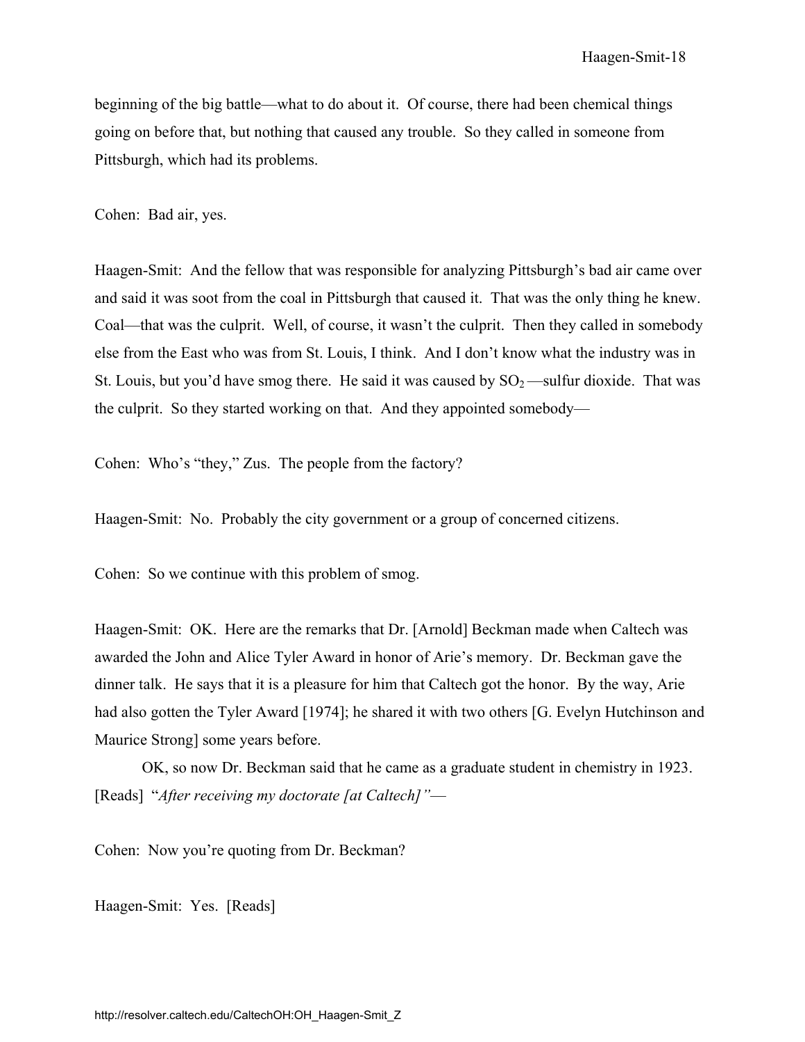beginning of the big battle—what to do about it. Of course, there had been chemical things going on before that, but nothing that caused any trouble. So they called in someone from Pittsburgh, which had its problems.

Cohen: Bad air, yes.

Haagen-Smit: And the fellow that was responsible for analyzing Pittsburgh's bad air came over and said it was soot from the coal in Pittsburgh that caused it. That was the only thing he knew. Coal—that was the culprit. Well, of course, it wasn't the culprit. Then they called in somebody else from the East who was from St. Louis, I think. And I don't know what the industry was in St. Louis, but you'd have smog there. He said it was caused by $SO_2$—sulfur dioxide. That was the culprit. So they started working on that. And they appointed somebody—

Cohen: Who's "they," Zus. The people from the factory?

Haagen-Smit: No. Probably the city government or a group of concerned citizens.

Cohen: So we continue with this problem of smog.

Haagen-Smit: OK. Here are the remarks that Dr. [Arnold] Beckman made when Caltech was awarded the John and Alice Tyler Award in honor of Arie's memory. Dr. Beckman gave the dinner talk. He says that it is a pleasure for him that Caltech got the honor. By the way, Arie had also gotten the Tyler Award [1974]; he shared it with two others [G. Evelyn Hutchinson and Maurice Strong] some years before.

OK, so now Dr. Beckman said that he came as a graduate student in chemistry in 1923. [Reads] "*After receiving my doctorate [at Caltech]"*—

Cohen: Now you're quoting from Dr. Beckman?

Haagen-Smit: Yes. [Reads]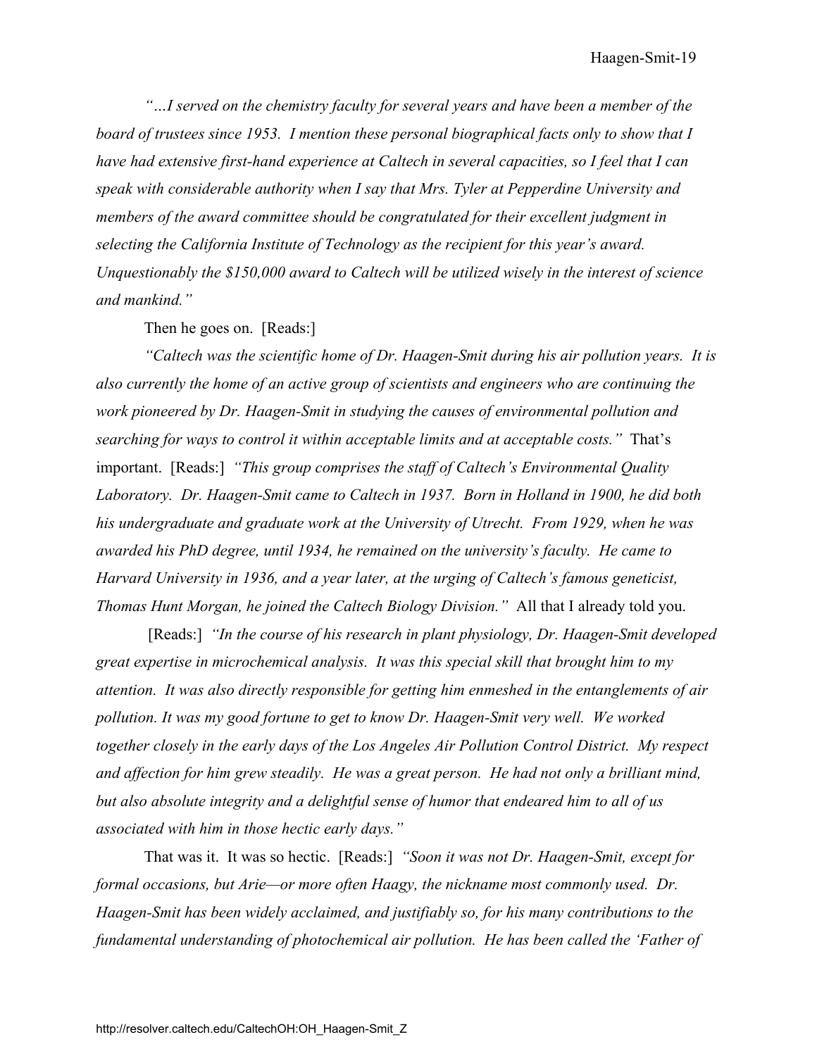*"…I served on the chemistry faculty for several years and have been a member of the board of trustees since 1953. I mention these personal biographical facts only to show that I have had extensive first-hand experience at Caltech in several capacities, so I feel that I can speak with considerable authority when I say that Mrs. Tyler at Pepperdine University and members of the award committee should be congratulated for their excellent judgment in selecting the California Institute of Technology as the recipient for this year's award. Unquestionably the $150,000 award to Caltech will be utilized wisely in the interest of science and mankind."*

Then he goes on. [Reads:]

*"Caltech was the scientific home of Dr. Haagen-Smit during his air pollution years. It is also currently the home of an active group of scientists and engineers who are continuing the work pioneered by Dr. Haagen-Smit in studying the causes of environmental pollution and searching for ways to control it within acceptable limits and at acceptable costs."* That's important. [Reads:] *"This group comprises the staff of Caltech's Environmental Quality Laboratory. Dr. Haagen-Smit came to Caltech in 1937. Born in Holland in 1900, he did both his undergraduate and graduate work at the University of Utrecht. From 1929, when he was awarded his PhD degree, until 1934, he remained on the university's faculty. He came to Harvard University in 1936, and a year later, at the urging of Caltech's famous geneticist, Thomas Hunt Morgan, he joined the Caltech Biology Division."* All that I already told you.

[Reads:] *"In the course of his research in plant physiology, Dr. Haagen-Smit developed great expertise in microchemical analysis. It was this special skill that brought him to my attention. It was also directly responsible for getting him enmeshed in the entanglements of air pollution. It was my good fortune to get to know Dr. Haagen-Smit very well. We worked together closely in the early days of the Los Angeles Air Pollution Control District. My respect and affection for him grew steadily. He was a great person. He had not only a brilliant mind, but also absolute integrity and a delightful sense of humor that endeared him to all of us associated with him in those hectic early days."*

That was it. It was so hectic. [Reads:] *"Soon it was not Dr. Haagen-Smit, except for formal occasions, but Arie—or more often Haagy, the nickname most commonly used. Dr. Haagen-Smit has been widely acclaimed, and justifiably so, for his many contributions to the fundamental understanding of photochemical air pollution. He has been called the 'Father of*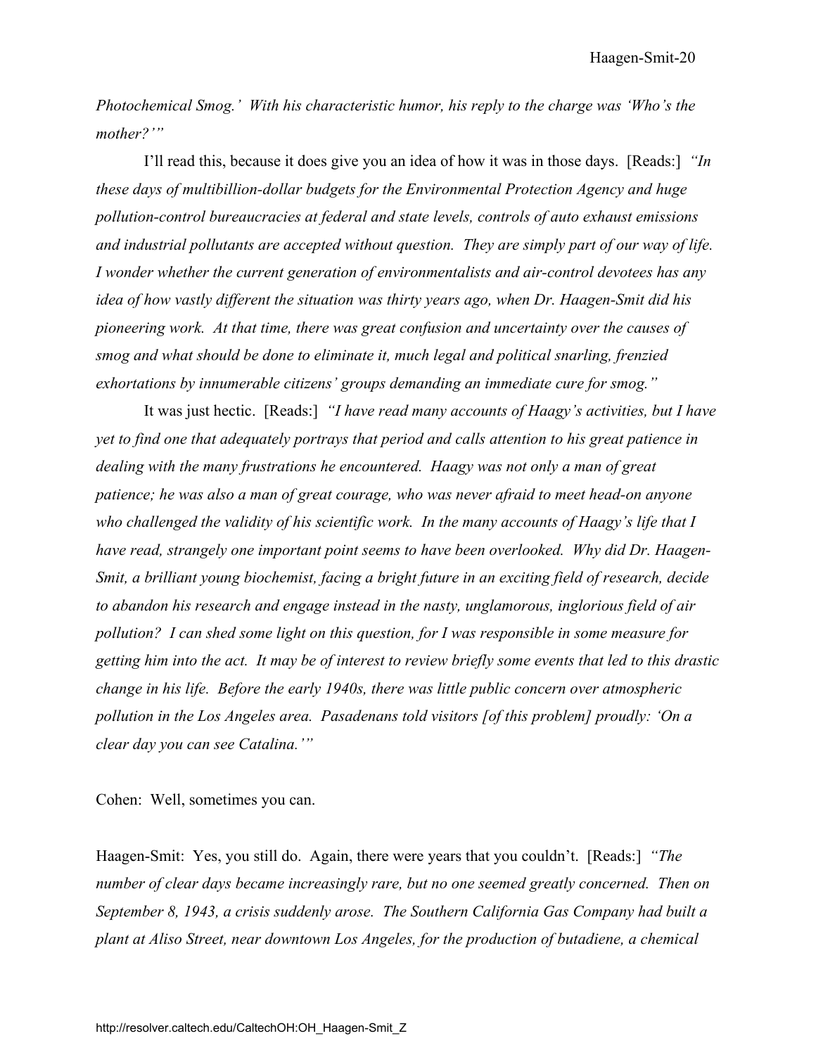*Photochemical Smog.' With his characteristic humor, his reply to the charge was 'Who's the mother?'"*

I'll read this, because it does give you an idea of how it was in those days. [Reads:] *"In these days of multibillion-dollar budgets for the Environmental Protection Agency and huge pollution-control bureaucracies at federal and state levels, controls of auto exhaust emissions and industrial pollutants are accepted without question. They are simply part of our way of life. I wonder whether the current generation of environmentalists and air-control devotees has any idea of how vastly different the situation was thirty years ago, when Dr. Haagen-Smit did his pioneering work. At that time, there was great confusion and uncertainty over the causes of smog and what should be done to eliminate it, much legal and political snarling, frenzied exhortations by innumerable citizens' groups demanding an immediate cure for smog."*

It was just hectic. [Reads:] *"I have read many accounts of Haagy's activities, but I have yet to find one that adequately portrays that period and calls attention to his great patience in dealing with the many frustrations he encountered. Haagy was not only a man of great patience; he was also a man of great courage, who was never afraid to meet head-on anyone who challenged the validity of his scientific work. In the many accounts of Haagy's life that I have read, strangely one important point seems to have been overlooked. Why did Dr. Haagen-Smit, a brilliant young biochemist, facing a bright future in an exciting field of research, decide to abandon his research and engage instead in the nasty, unglamorous, inglorious field of air pollution? I can shed some light on this question, for I was responsible in some measure for getting him into the act. It may be of interest to review briefly some events that led to this drastic change in his life. Before the early 1940s, there was little public concern over atmospheric pollution in the Los Angeles area. Pasadenans told visitors [of this problem] proudly: 'On a clear day you can see Catalina.'"*

Cohen: Well, sometimes you can.

Haagen-Smit: Yes, you still do. Again, there were years that you couldn't. [Reads:] *"The number of clear days became increasingly rare, but no one seemed greatly concerned. Then on September 8, 1943, a crisis suddenly arose. The Southern California Gas Company had built a plant at Aliso Street, near downtown Los Angeles, for the production of butadiene, a chemical*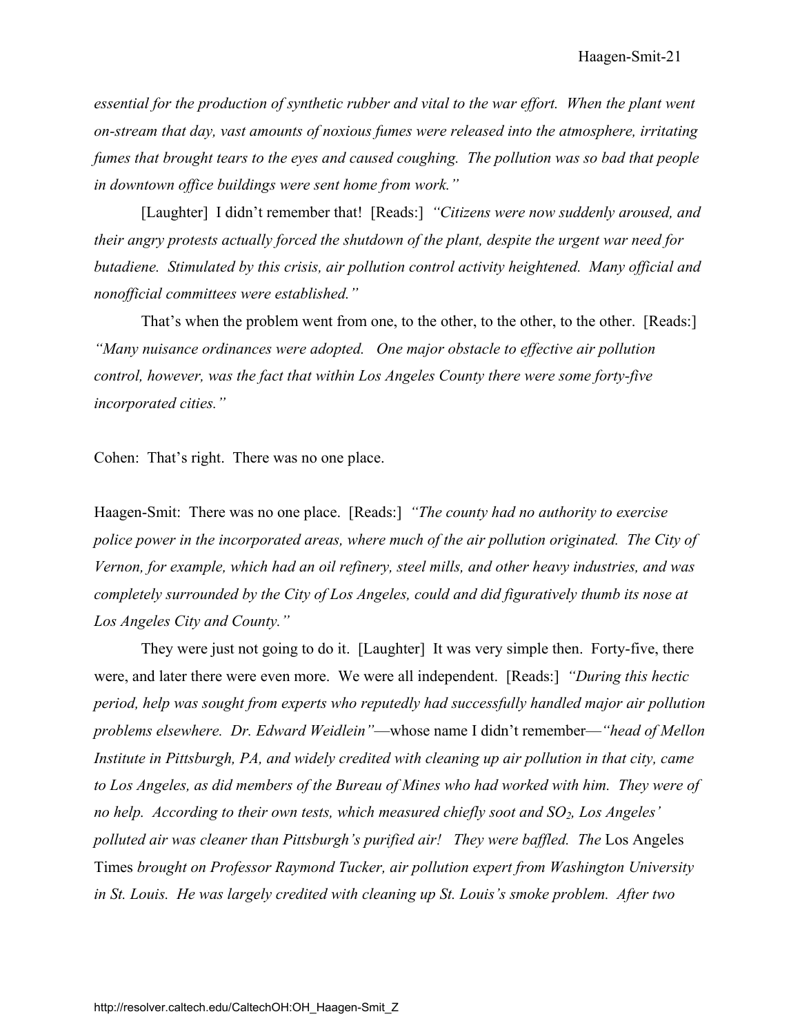*essential for the production of synthetic rubber and vital to the war effort. When the plant went on-stream that day, vast amounts of noxious fumes were released into the atmosphere, irritating fumes that brought tears to the eyes and caused coughing. The pollution was so bad that people in downtown office buildings were sent home from work."*

[Laughter] I didn't remember that! [Reads:] *"Citizens were now suddenly aroused, and their angry protests actually forced the shutdown of the plant, despite the urgent war need for butadiene. Stimulated by this crisis, air pollution control activity heightened. Many official and nonofficial committees were established."*

That's when the problem went from one, to the other, to the other, to the other. [Reads:] *"Many nuisance ordinances were adopted. One major obstacle to effective air pollution control, however, was the fact that within Los Angeles County there were some forty-five incorporated cities."*

Cohen: That's right. There was no one place.

Haagen-Smit: There was no one place. [Reads:] *"The county had no authority to exercise police power in the incorporated areas, where much of the air pollution originated. The City of Vernon, for example, which had an oil refinery, steel mills, and other heavy industries, and was completely surrounded by the City of Los Angeles, could and did figuratively thumb its nose at Los Angeles City and County."*

They were just not going to do it. [Laughter] It was very simple then. Forty-five, there were, and later there were even more. We were all independent. [Reads:] *"During this hectic period, help was sought from experts who reputedly had successfully handled major air pollution problems elsewhere. Dr. Edward Weidlein"*—whose name I didn't remember—*"head of Mellon Institute in Pittsburgh, PA, and widely credited with cleaning up air pollution in that city, came to Los Angeles, as did members of the Bureau of Mines who had worked with him. They were of no help. According to their own tests, which measured chiefly soot and $SO_2$, Los Angeles' polluted air was cleaner than Pittsburgh's purified air! They were baffled. The* Los Angeles Times *brought on Professor Raymond Tucker, air pollution expert from Washington University in St. Louis. He was largely credited with cleaning up St. Louis's smoke problem. After two*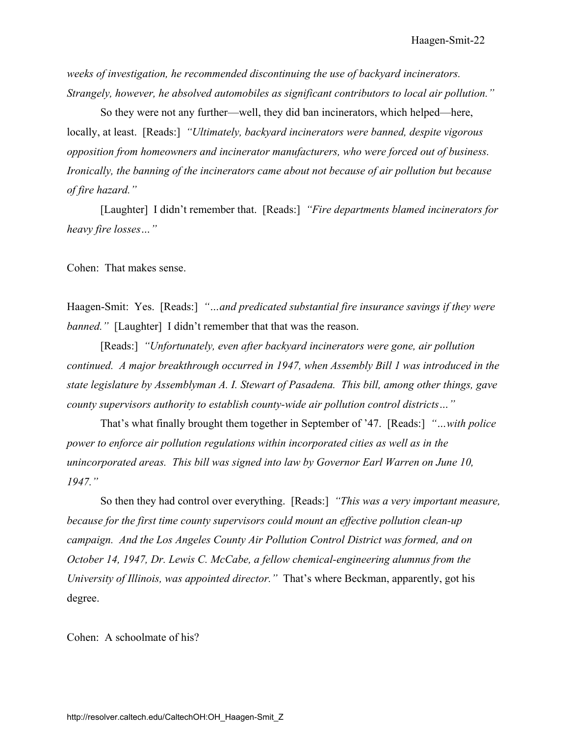*weeks of investigation, he recommended discontinuing the use of backyard incinerators. Strangely, however, he absolved automobiles as significant contributors to local air pollution."*

So they were not any further—well, they did ban incinerators, which helped—here, locally, at least. [Reads:] *"Ultimately, backyard incinerators were banned, despite vigorous opposition from homeowners and incinerator manufacturers, who were forced out of business. Ironically, the banning of the incinerators came about not because of air pollution but because of fire hazard."*

[Laughter] I didn't remember that. [Reads:] *"Fire departments blamed incinerators for heavy fire losses…"*

Cohen: That makes sense.

Haagen-Smit: Yes. [Reads:] *"…and predicated substantial fire insurance savings if they were banned."* [Laughter] I didn't remember that that was the reason.

[Reads:] *"Unfortunately, even after backyard incinerators were gone, air pollution continued. A major breakthrough occurred in 1947, when Assembly Bill 1 was introduced in the state legislature by Assemblyman A. I. Stewart of Pasadena. This bill, among other things, gave county supervisors authority to establish county-wide air pollution control districts…"*

That's what finally brought them together in September of '47. [Reads:] *"…with police power to enforce air pollution regulations within incorporated cities as well as in the unincorporated areas. This bill was signed into law by Governor Earl Warren on June 10, 1947."*

So then they had control over everything. [Reads:] *"This was a very important measure, because for the first time county supervisors could mount an effective pollution clean-up campaign. And the Los Angeles County Air Pollution Control District was formed, and on October 14, 1947, Dr. Lewis C. McCabe, a fellow chemical-engineering alumnus from the University of Illinois, was appointed director."* That's where Beckman, apparently, got his degree.

Cohen: A schoolmate of his?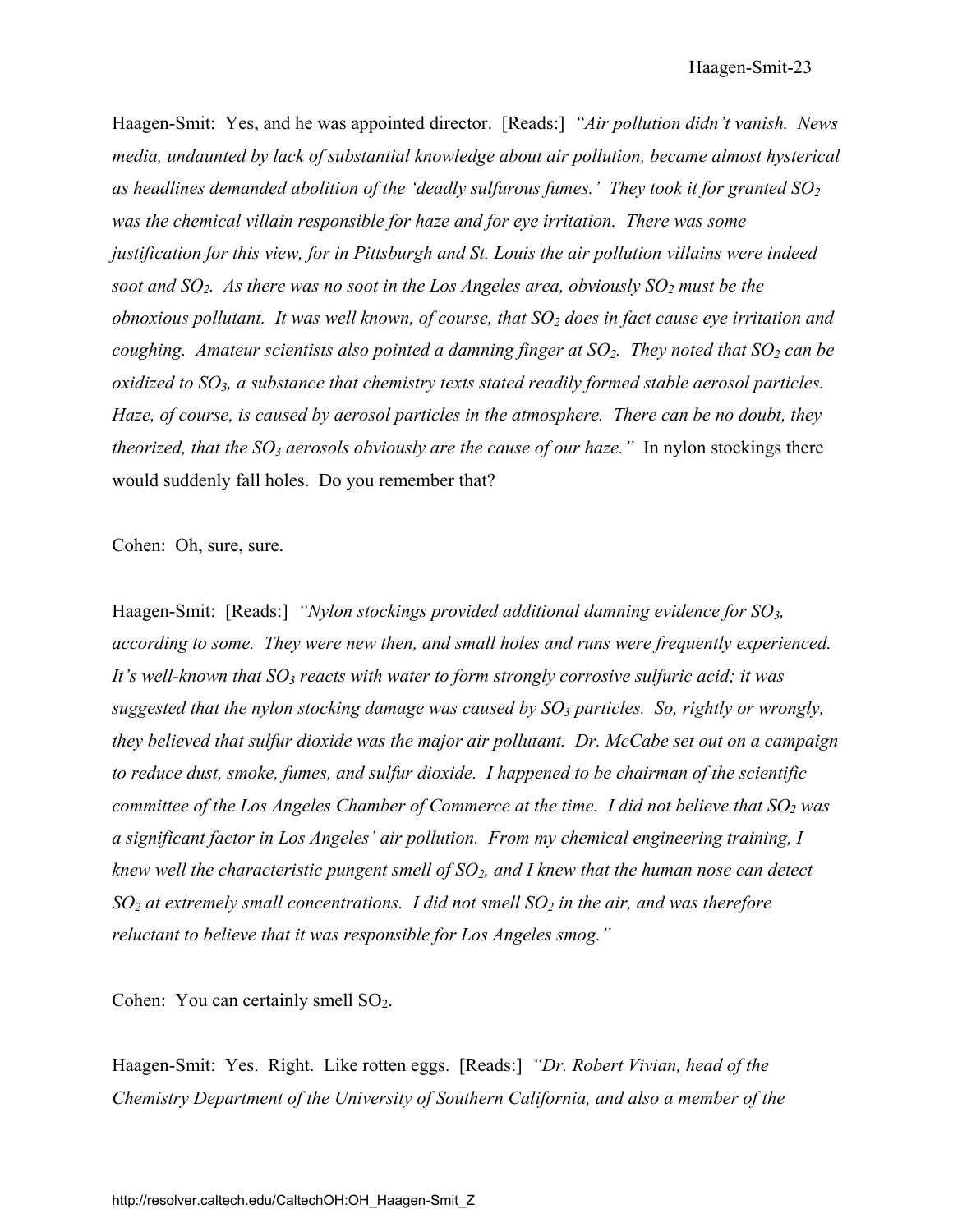Haagen-Smit: Yes, and he was appointed director. [Reads:] *"Air pollution didn't vanish. News media, undaunted by lack of substantial knowledge about air pollution, became almost hysterical as headlines demanded abolition of the 'deadly sulfurous fumes.' They took it for granted $SO_2$ was the chemical villain responsible for haze and for eye irritation. There was some justification for this view, for in Pittsburgh and St. Louis the air pollution villains were indeed soot and $SO_2$. As there was no soot in the Los Angeles area, obviously $SO_2$ must be the obnoxious pollutant. It was well known, of course, that $SO_2$ does in fact cause eye irritation and coughing. Amateur scientists also pointed a damning finger at $SO_2$. They noted that $SO_2$ can be oxidized to $SO_3$, a substance that chemistry texts stated readily formed stable aerosol particles. Haze, of course, is caused by aerosol particles in the atmosphere. There can be no doubt, they theorized, that the $SO_3$ aerosols obviously are the cause of our haze."* In nylon stockings there would suddenly fall holes. Do you remember that?

Cohen: Oh, sure, sure.

Haagen-Smit: [Reads:] *"Nylon stockings provided additional damning evidence for $SO_3$, according to some. They were new then, and small holes and runs were frequently experienced. It's well-known that $SO_3$ reacts with water to form strongly corrosive sulfuric acid; it was suggested that the nylon stocking damage was caused by $SO_3$ particles. So, rightly or wrongly, they believed that sulfur dioxide was the major air pollutant. Dr. McCabe set out on a campaign to reduce dust, smoke, fumes, and sulfur dioxide. I happened to be chairman of the scientific committee of the Los Angeles Chamber of Commerce at the time. I did not believe that $SO_2$ was a significant factor in Los Angeles' air pollution. From my chemical engineering training, I knew well the characteristic pungent smell of $SO_2$, and I knew that the human nose can detect $SO_2$ at extremely small concentrations. I did not smell $SO_2$ in the air, and was therefore reluctant to believe that it was responsible for Los Angeles smog."*

Cohen: You can certainly smell $SO_2$.

Haagen-Smit: Yes. Right. Like rotten eggs. [Reads:] *"Dr. Robert Vivian, head of the Chemistry Department of the University of Southern California, and also a member of the*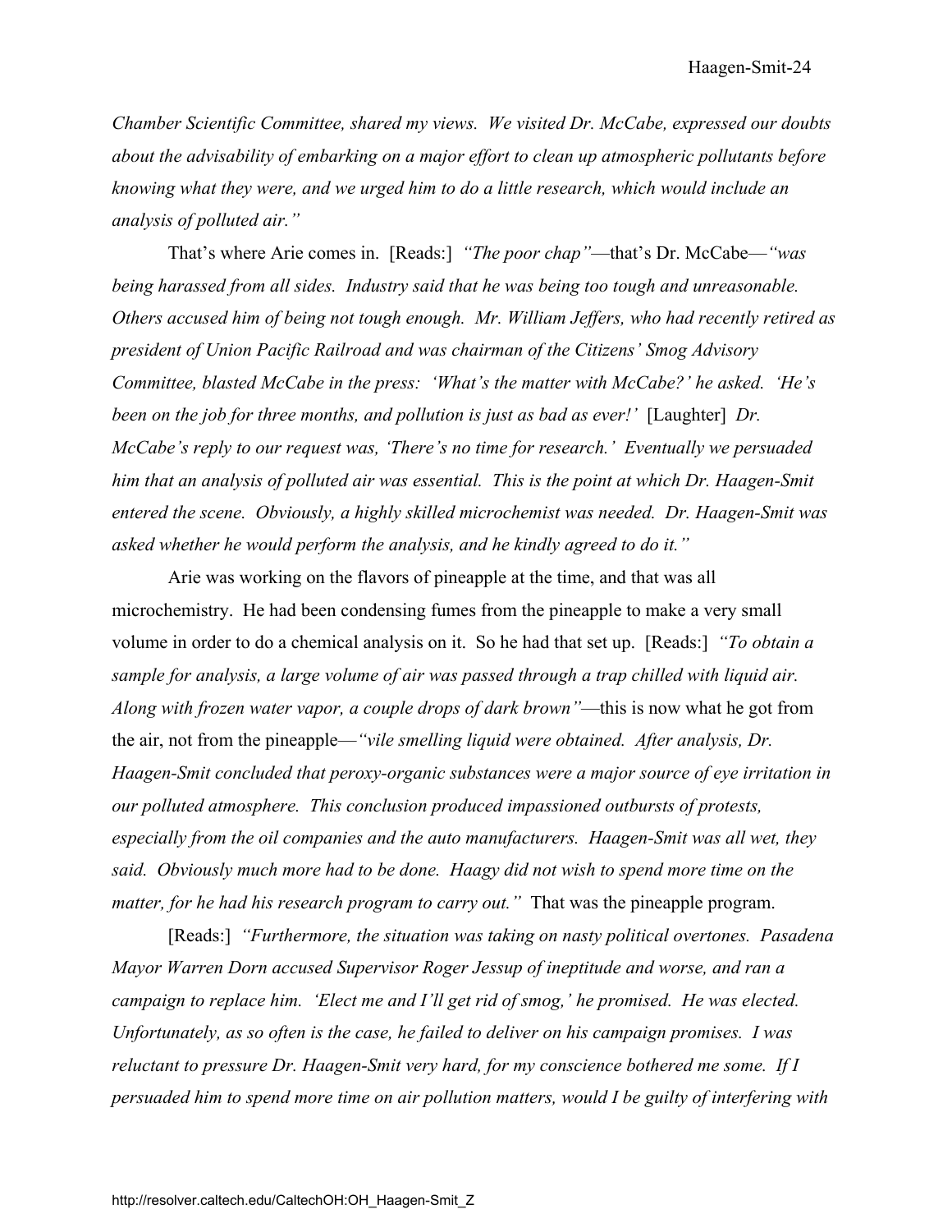*Chamber Scientific Committee, shared my views. We visited Dr. McCabe, expressed our doubts about the advisability of embarking on a major effort to clean up atmospheric pollutants before knowing what they were, and we urged him to do a little research, which would include an analysis of polluted air."*

That's where Arie comes in. [Reads:] *"The poor chap"*—that's Dr. McCabe—*"was being harassed from all sides. Industry said that he was being too tough and unreasonable. Others accused him of being not tough enough. Mr. William Jeffers, who had recently retired as president of Union Pacific Railroad and was chairman of the Citizens' Smog Advisory Committee, blasted McCabe in the press: 'What's the matter with McCabe?' he asked. 'He's been on the job for three months, and pollution is just as bad as ever!'* [Laughter] *Dr. McCabe's reply to our request was, 'There's no time for research.' Eventually we persuaded him that an analysis of polluted air was essential. This is the point at which Dr. Haagen-Smit entered the scene. Obviously, a highly skilled microchemist was needed. Dr. Haagen-Smit was asked whether he would perform the analysis, and he kindly agreed to do it."*

Arie was working on the flavors of pineapple at the time, and that was all microchemistry. He had been condensing fumes from the pineapple to make a very small volume in order to do a chemical analysis on it. So he had that set up. [Reads:] *"To obtain a sample for analysis, a large volume of air was passed through a trap chilled with liquid air. Along with frozen water vapor, a couple drops of dark brown"*—this is now what he got from the air, not from the pineapple—*"vile smelling liquid were obtained. After analysis, Dr. Haagen-Smit concluded that peroxy-organic substances were a major source of eye irritation in our polluted atmosphere. This conclusion produced impassioned outbursts of protests, especially from the oil companies and the auto manufacturers. Haagen-Smit was all wet, they said. Obviously much more had to be done. Haagy did not wish to spend more time on the matter, for he had his research program to carry out."* That was the pineapple program.

[Reads:] *"Furthermore, the situation was taking on nasty political overtones. Pasadena Mayor Warren Dorn accused Supervisor Roger Jessup of ineptitude and worse, and ran a campaign to replace him. 'Elect me and I'll get rid of smog,' he promised. He was elected. Unfortunately, as so often is the case, he failed to deliver on his campaign promises. I was reluctant to pressure Dr. Haagen-Smit very hard, for my conscience bothered me some. If I persuaded him to spend more time on air pollution matters, would I be guilty of interfering with*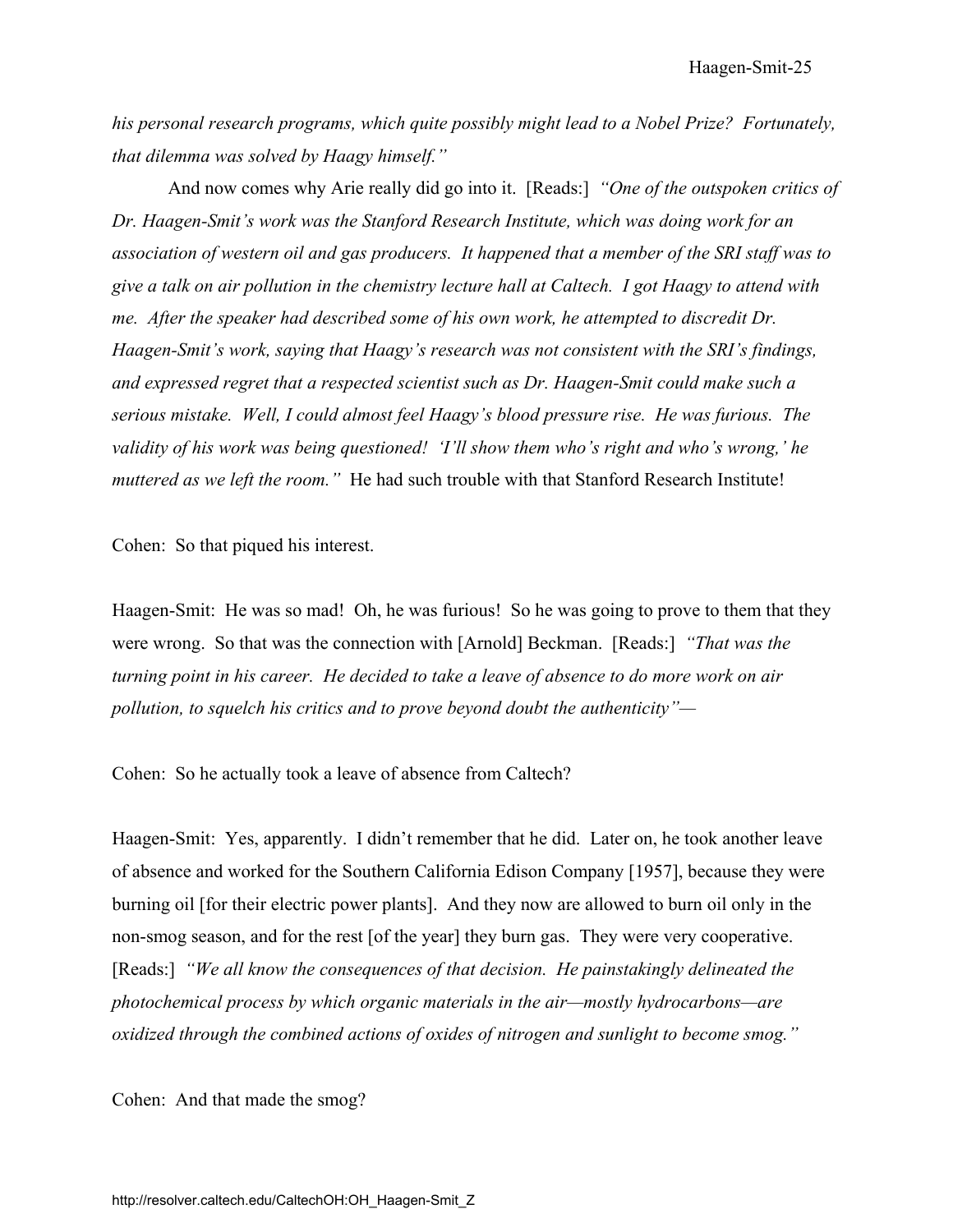*his personal research programs, which quite possibly might lead to a Nobel Prize? Fortunately, that dilemma was solved by Haagy himself."*

And now comes why Arie really did go into it. [Reads:] *"One of the outspoken critics of Dr. Haagen-Smit's work was the Stanford Research Institute, which was doing work for an association of western oil and gas producers. It happened that a member of the SRI staff was to give a talk on air pollution in the chemistry lecture hall at Caltech. I got Haagy to attend with me. After the speaker had described some of his own work, he attempted to discredit Dr. Haagen-Smit's work, saying that Haagy's research was not consistent with the SRI's findings, and expressed regret that a respected scientist such as Dr. Haagen-Smit could make such a serious mistake. Well, I could almost feel Haagy's blood pressure rise. He was furious. The validity of his work was being questioned! 'I'll show them who's right and who's wrong,' he muttered as we left the room."* He had such trouble with that Stanford Research Institute!

Cohen: So that piqued his interest.

Haagen-Smit: He was so mad! Oh, he was furious! So he was going to prove to them that they were wrong. So that was the connection with [Arnold] Beckman. [Reads:] *"That was the turning point in his career. He decided to take a leave of absence to do more work on air pollution, to squelch his critics and to prove beyond doubt the authenticity"—*

Cohen: So he actually took a leave of absence from Caltech?

Haagen-Smit: Yes, apparently. I didn't remember that he did. Later on, he took another leave of absence and worked for the Southern California Edison Company [1957], because they were burning oil [for their electric power plants]. And they now are allowed to burn oil only in the non-smog season, and for the rest [of the year] they burn gas. They were very cooperative. [Reads:] *"We all know the consequences of that decision. He painstakingly delineated the photochemical process by which organic materials in the air—mostly hydrocarbons—are oxidized through the combined actions of oxides of nitrogen and sunlight to become smog."*

Cohen: And that made the smog?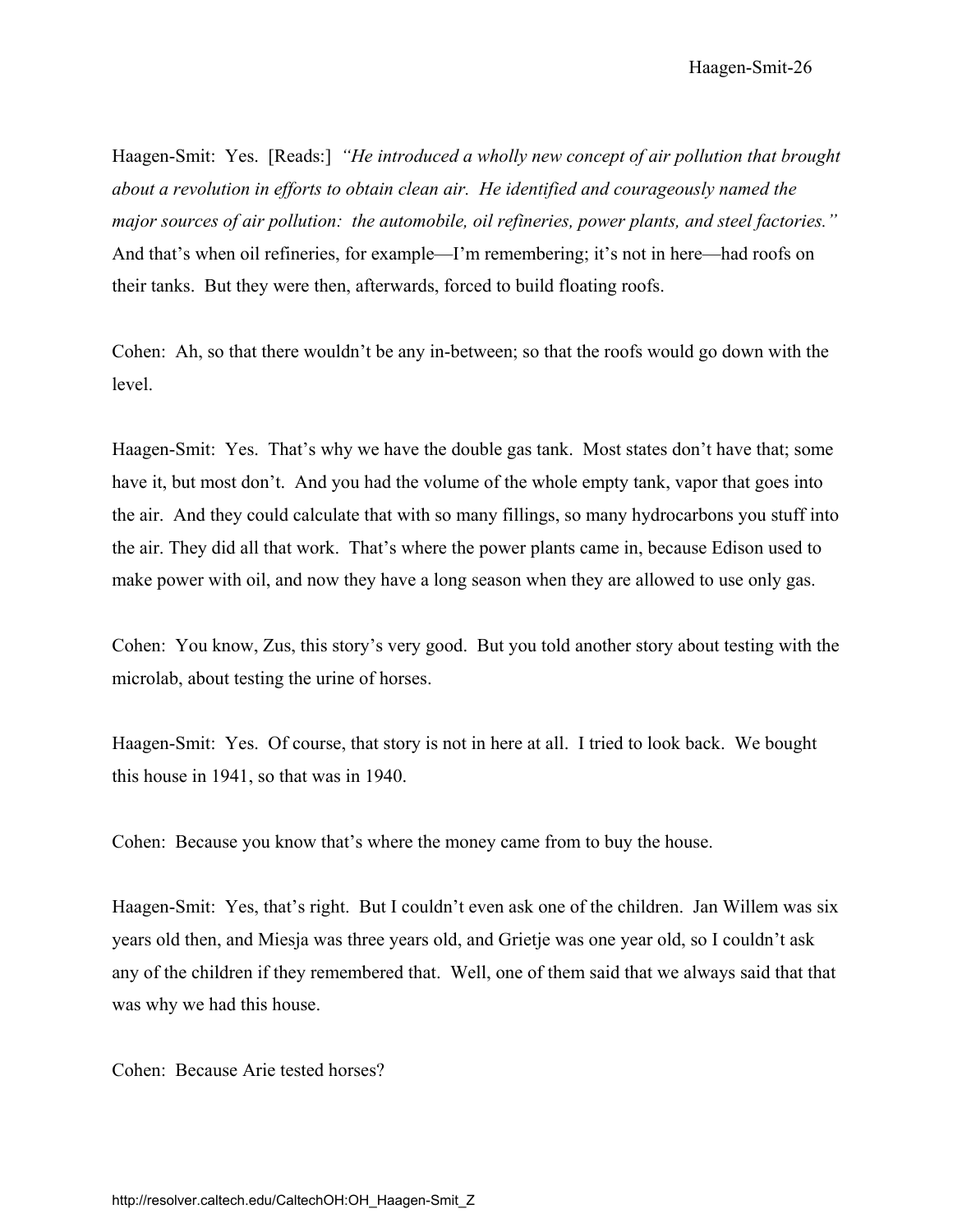Haagen-Smit: Yes. [Reads:] *"He introduced a wholly new concept of air pollution that brought about a revolution in efforts to obtain clean air. He identified and courageously named the major sources of air pollution: the automobile, oil refineries, power plants, and steel factories."* And that's when oil refineries, for example—I'm remembering; it's not in here—had roofs on their tanks. But they were then, afterwards, forced to build floating roofs.

Cohen: Ah, so that there wouldn't be any in-between; so that the roofs would go down with the level.

Haagen-Smit: Yes. That's why we have the double gas tank. Most states don't have that; some have it, but most don't. And you had the volume of the whole empty tank, vapor that goes into the air. And they could calculate that with so many fillings, so many hydrocarbons you stuff into the air. They did all that work. That's where the power plants came in, because Edison used to make power with oil, and now they have a long season when they are allowed to use only gas.

Cohen: You know, Zus, this story's very good. But you told another story about testing with the microlab, about testing the urine of horses.

Haagen-Smit: Yes. Of course, that story is not in here at all. I tried to look back. We bought this house in 1941, so that was in 1940.

Cohen: Because you know that's where the money came from to buy the house.

Haagen-Smit: Yes, that's right. But I couldn't even ask one of the children. Jan Willem was six years old then, and Miesja was three years old, and Grietje was one year old, so I couldn't ask any of the children if they remembered that. Well, one of them said that we always said that that was why we had this house.

Cohen: Because Arie tested horses?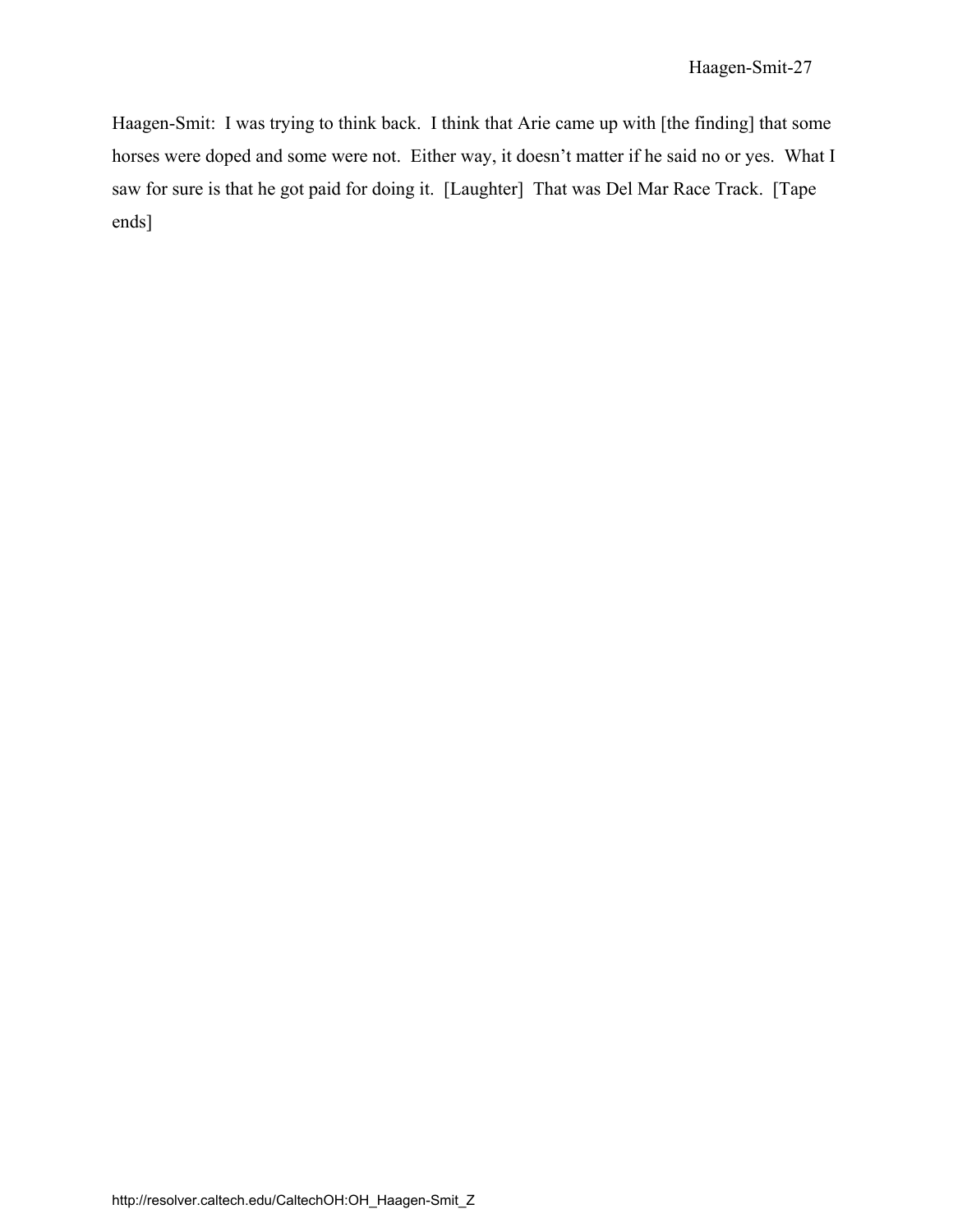Haagen-Smit: I was trying to think back. I think that Arie came up with [the finding] that some horses were doped and some were not. Either way, it doesn't matter if he said no or yes. What I saw for sure is that he got paid for doing it. [Laughter] That was Del Mar Race Track. [Tape ends]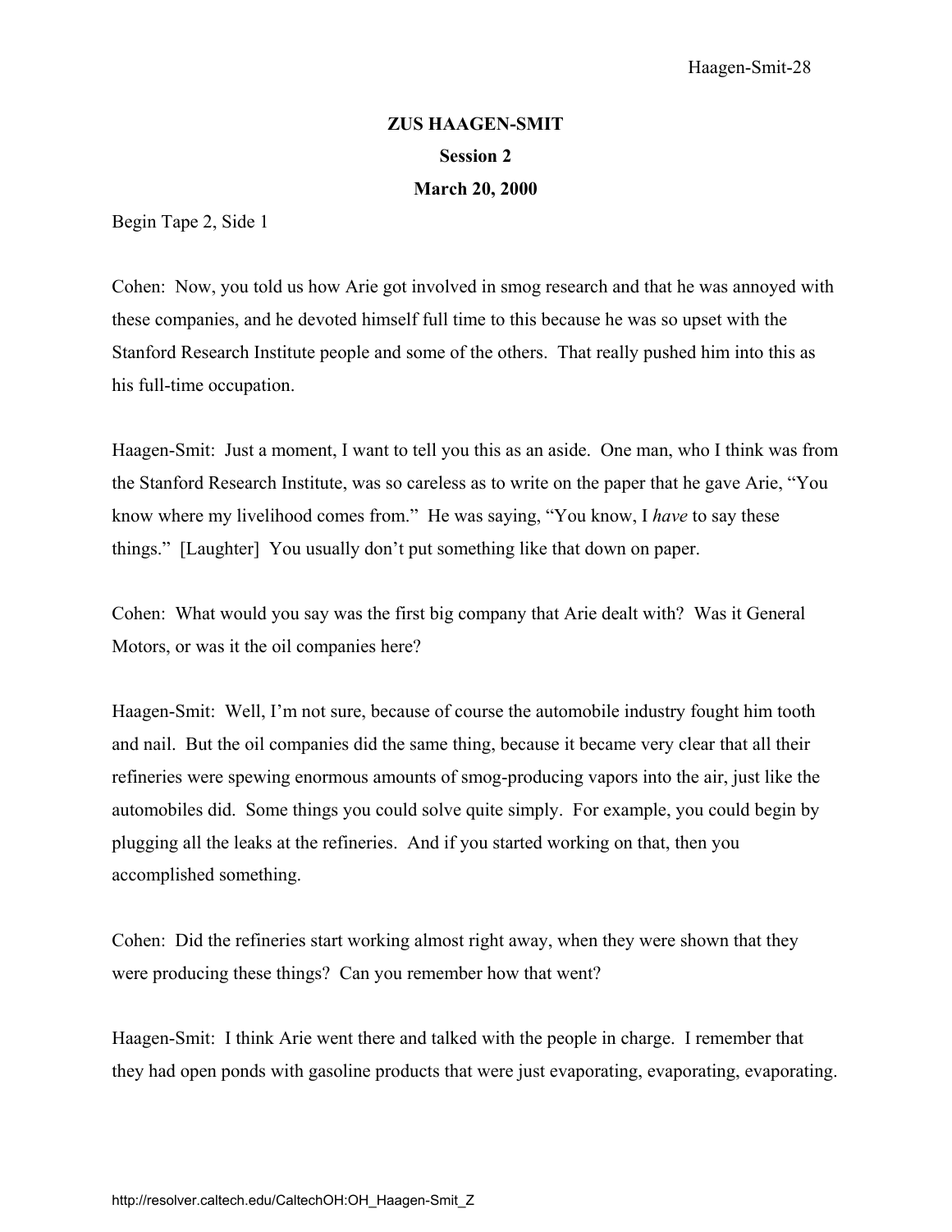**ZUS HAAGEN-SMIT**

**Session 2**

**March 20, 2000**

Begin Tape 2, Side 1

Cohen: Now, you told us how Arie got involved in smog research and that he was annoyed with these companies, and he devoted himself full time to this because he was so upset with the Stanford Research Institute people and some of the others. That really pushed him into this as his full-time occupation.

Haagen-Smit: Just a moment, I want to tell you this as an aside. One man, who I think was from the Stanford Research Institute, was so careless as to write on the paper that he gave Arie, “You know where my livelihood comes from.” He was saying, “You know, I *have* to say these things.” [Laughter] You usually don’t put something like that down on paper.

Cohen: What would you say was the first big company that Arie dealt with? Was it General Motors, or was it the oil companies here?

Haagen-Smit: Well, I’m not sure, because of course the automobile industry fought him tooth and nail. But the oil companies did the same thing, because it became very clear that all their refineries were spewing enormous amounts of smog-producing vapors into the air, just like the automobiles did. Some things you could solve quite simply. For example, you could begin by plugging all the leaks at the refineries. And if you started working on that, then you accomplished something.

Cohen: Did the refineries start working almost right away, when they were shown that they were producing these things? Can you remember how that went?

Haagen-Smit: I think Arie went there and talked with the people in charge. I remember that they had open ponds with gasoline products that were just evaporating, evaporating, evaporating.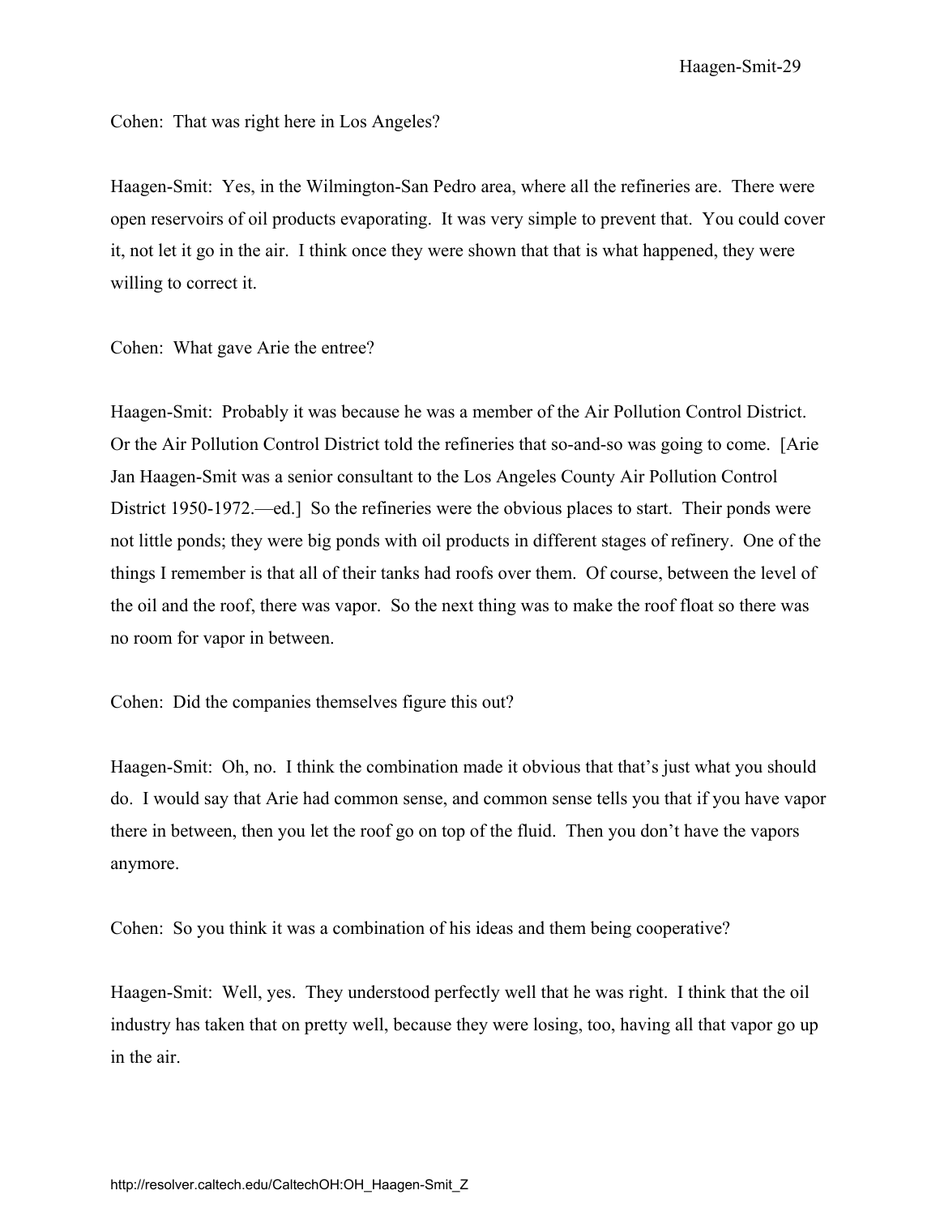Cohen: That was right here in Los Angeles?

Haagen-Smit: Yes, in the Wilmington-San Pedro area, where all the refineries are. There were open reservoirs of oil products evaporating. It was very simple to prevent that. You could cover it, not let it go in the air. I think once they were shown that that is what happened, they were willing to correct it.

Cohen: What gave Arie the entree?

Haagen-Smit: Probably it was because he was a member of the Air Pollution Control District. Or the Air Pollution Control District told the refineries that so-and-so was going to come. [Arie Jan Haagen-Smit was a senior consultant to the Los Angeles County Air Pollution Control District 1950-1972.—ed.] So the refineries were the obvious places to start. Their ponds were not little ponds; they were big ponds with oil products in different stages of refinery. One of the things I remember is that all of their tanks had roofs over them. Of course, between the level of the oil and the roof, there was vapor. So the next thing was to make the roof float so there was no room for vapor in between.

Cohen: Did the companies themselves figure this out?

Haagen-Smit: Oh, no. I think the combination made it obvious that that's just what you should do. I would say that Arie had common sense, and common sense tells you that if you have vapor there in between, then you let the roof go on top of the fluid. Then you don't have the vapors anymore.

Cohen: So you think it was a combination of his ideas and them being cooperative?

Haagen-Smit: Well, yes. They understood perfectly well that he was right. I think that the oil industry has taken that on pretty well, because they were losing, too, having all that vapor go up in the air.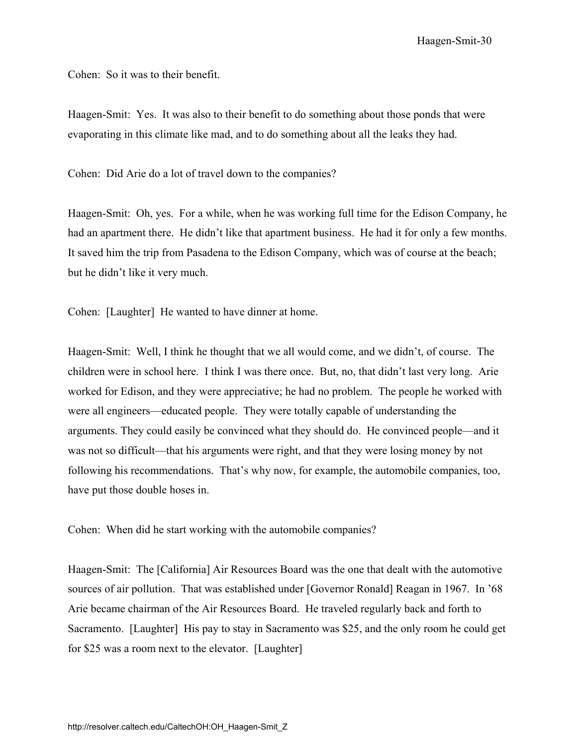Cohen: So it was to their benefit.

Haagen-Smit: Yes. It was also to their benefit to do something about those ponds that were evaporating in this climate like mad, and to do something about all the leaks they had.

Cohen: Did Arie do a lot of travel down to the companies?

Haagen-Smit: Oh, yes. For a while, when he was working full time for the Edison Company, he had an apartment there. He didn't like that apartment business. He had it for only a few months. It saved him the trip from Pasadena to the Edison Company, which was of course at the beach; but he didn't like it very much.

Cohen: [Laughter] He wanted to have dinner at home.

Haagen-Smit: Well, I think he thought that we all would come, and we didn't, of course. The children were in school here. I think I was there once. But, no, that didn't last very long. Arie worked for Edison, and they were appreciative; he had no problem. The people he worked with were all engineers—educated people. They were totally capable of understanding the arguments. They could easily be convinced what they should do. He convinced people—and it was not so difficult—that his arguments were right, and that they were losing money by not following his recommendations. That's why now, for example, the automobile companies, too, have put those double hoses in.

Cohen: When did he start working with the automobile companies?

Haagen-Smit: The [California] Air Resources Board was the one that dealt with the automotive sources of air pollution. That was established under [Governor Ronald] Reagan in 1967. In '68 Arie became chairman of the Air Resources Board. He traveled regularly back and forth to Sacramento. [Laughter] His pay to stay in Sacramento was $25, and the only room he could get for $25 was a room next to the elevator. [Laughter]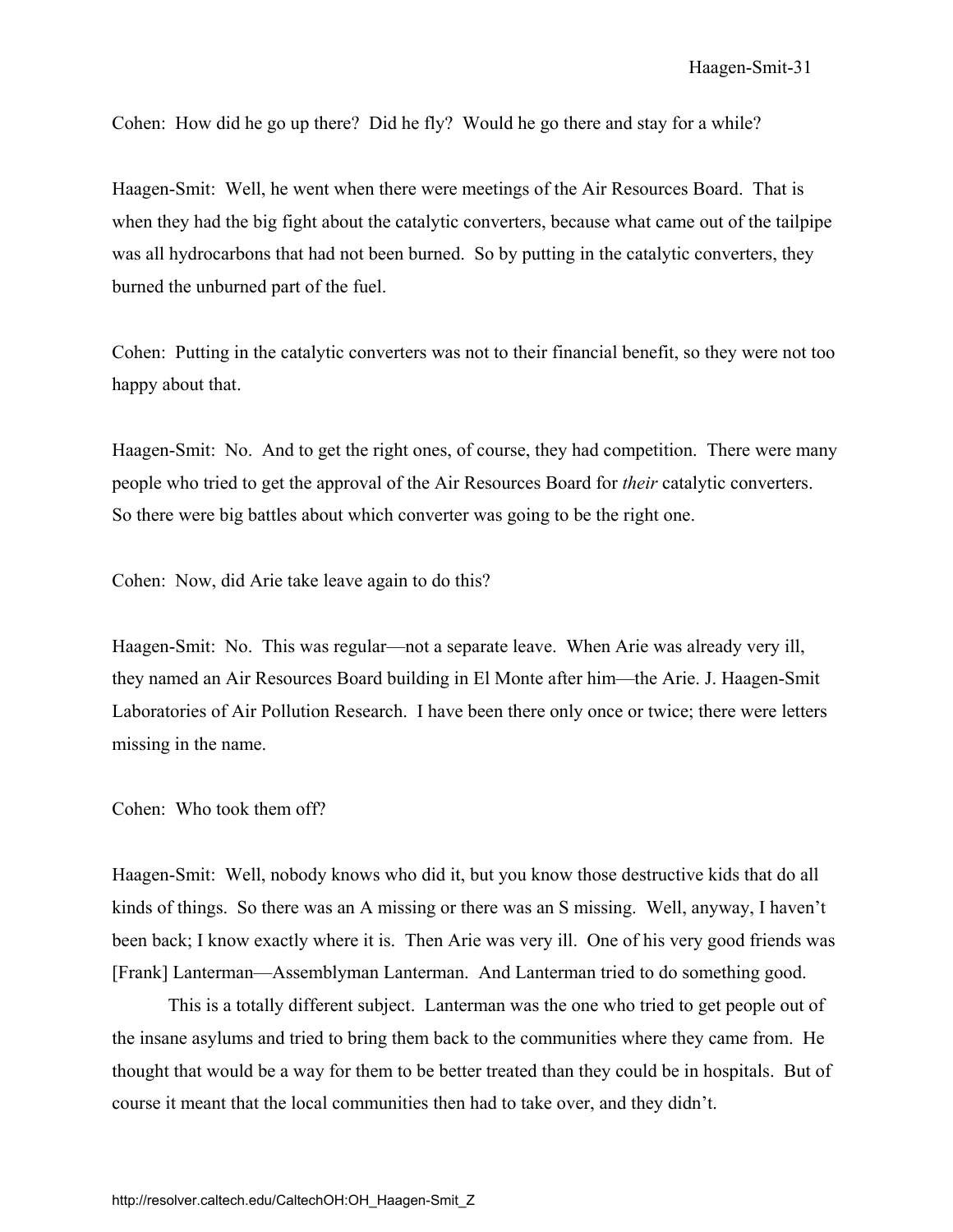Cohen: How did he go up there? Did he fly? Would he go there and stay for a while?

Haagen-Smit: Well, he went when there were meetings of the Air Resources Board. That is when they had the big fight about the catalytic converters, because what came out of the tailpipe was all hydrocarbons that had not been burned. So by putting in the catalytic converters, they burned the unburned part of the fuel.

Cohen: Putting in the catalytic converters was not to their financial benefit, so they were not too happy about that.

Haagen-Smit: No. And to get the right ones, of course, they had competition. There were many people who tried to get the approval of the Air Resources Board for *their* catalytic converters. So there were big battles about which converter was going to be the right one.

Cohen: Now, did Arie take leave again to do this?

Haagen-Smit: No. This was regular—not a separate leave. When Arie was already very ill, they named an Air Resources Board building in El Monte after him—the Arie. J. Haagen-Smit Laboratories of Air Pollution Research. I have been there only once or twice; there were letters missing in the name.

Cohen: Who took them off?

Haagen-Smit: Well, nobody knows who did it, but you know those destructive kids that do all kinds of things. So there was an A missing or there was an S missing. Well, anyway, I haven't been back; I know exactly where it is. Then Arie was very ill. One of his very good friends was [Frank] Lanterman—Assemblyman Lanterman. And Lanterman tried to do something good.

This is a totally different subject. Lanterman was the one who tried to get people out of the insane asylums and tried to bring them back to the communities where they came from. He thought that would be a way for them to be better treated than they could be in hospitals. But of course it meant that the local communities then had to take over, and they didn't.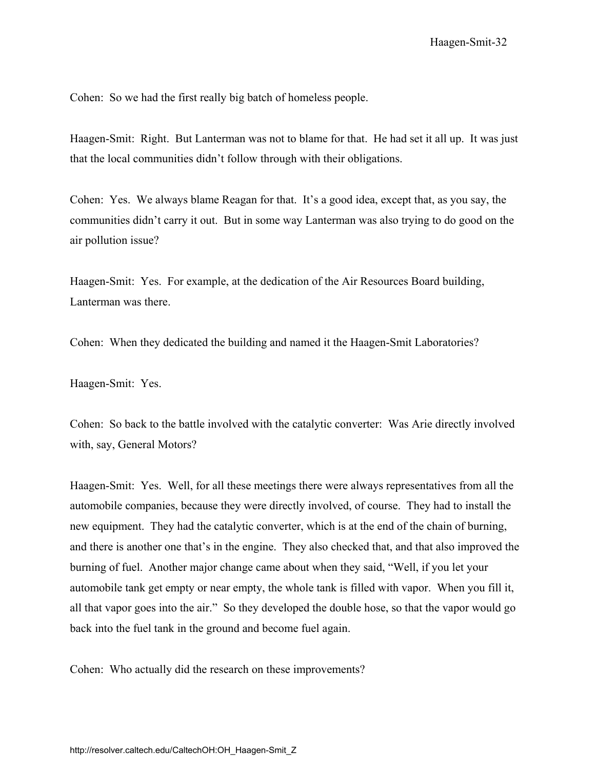Cohen: So we had the first really big batch of homeless people.

Haagen-Smit: Right. But Lanterman was not to blame for that. He had set it all up. It was just that the local communities didn't follow through with their obligations.

Cohen: Yes. We always blame Reagan for that. It's a good idea, except that, as you say, the communities didn't carry it out. But in some way Lanterman was also trying to do good on the air pollution issue?

Haagen-Smit: Yes. For example, at the dedication of the Air Resources Board building, Lanterman was there.

Cohen: When they dedicated the building and named it the Haagen-Smit Laboratories?

Haagen-Smit: Yes.

Cohen: So back to the battle involved with the catalytic converter: Was Arie directly involved with, say, General Motors?

Haagen-Smit: Yes. Well, for all these meetings there were always representatives from all the automobile companies, because they were directly involved, of course. They had to install the new equipment. They had the catalytic converter, which is at the end of the chain of burning, and there is another one that's in the engine. They also checked that, and that also improved the burning of fuel. Another major change came about when they said, "Well, if you let your automobile tank get empty or near empty, the whole tank is filled with vapor. When you fill it, all that vapor goes into the air." So they developed the double hose, so that the vapor would go back into the fuel tank in the ground and become fuel again.

Cohen: Who actually did the research on these improvements?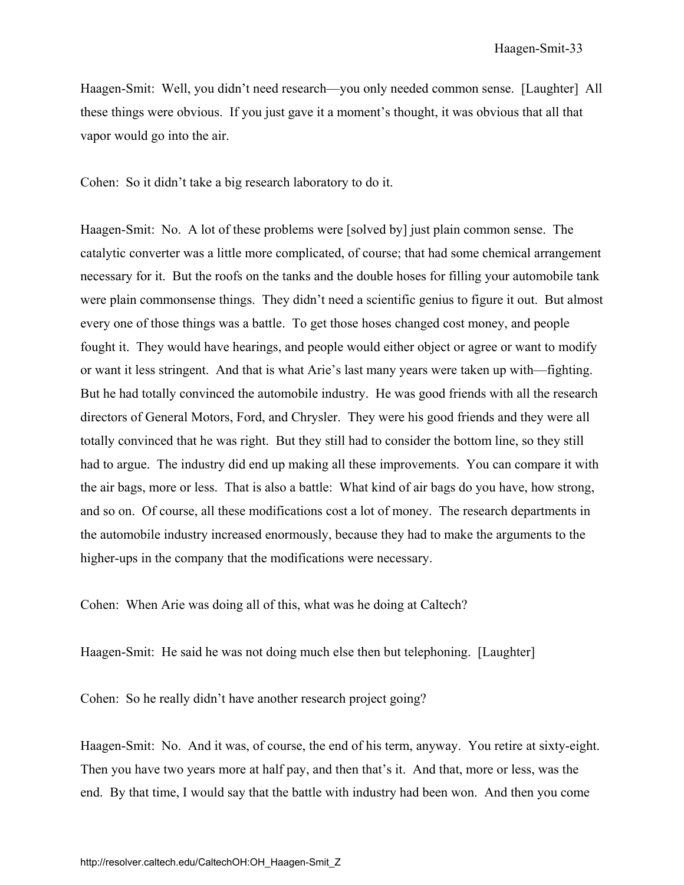Haagen-Smit: Well, you didn't need research—you only needed common sense. [Laughter] All these things were obvious. If you just gave it a moment's thought, it was obvious that all that vapor would go into the air.

Cohen: So it didn't take a big research laboratory to do it.

Haagen-Smit: No. A lot of these problems were [solved by] just plain common sense. The catalytic converter was a little more complicated, of course; that had some chemical arrangement necessary for it. But the roofs on the tanks and the double hoses for filling your automobile tank were plain commonsense things. They didn't need a scientific genius to figure it out. But almost every one of those things was a battle. To get those hoses changed cost money, and people fought it. They would have hearings, and people would either object or agree or want to modify or want it less stringent. And that is what Arie's last many years were taken up with—fighting. But he had totally convinced the automobile industry. He was good friends with all the research directors of General Motors, Ford, and Chrysler. They were his good friends and they were all totally convinced that he was right. But they still had to consider the bottom line, so they still had to argue. The industry did end up making all these improvements. You can compare it with the air bags, more or less. That is also a battle: What kind of air bags do you have, how strong, and so on. Of course, all these modifications cost a lot of money. The research departments in the automobile industry increased enormously, because they had to make the arguments to the higher-ups in the company that the modifications were necessary.

Cohen: When Arie was doing all of this, what was he doing at Caltech?

Haagen-Smit: He said he was not doing much else then but telephoning. [Laughter]

Cohen: So he really didn't have another research project going?

Haagen-Smit: No. And it was, of course, the end of his term, anyway. You retire at sixty-eight. Then you have two years more at half pay, and then that's it. And that, more or less, was the end. By that time, I would say that the battle with industry had been won. And then you come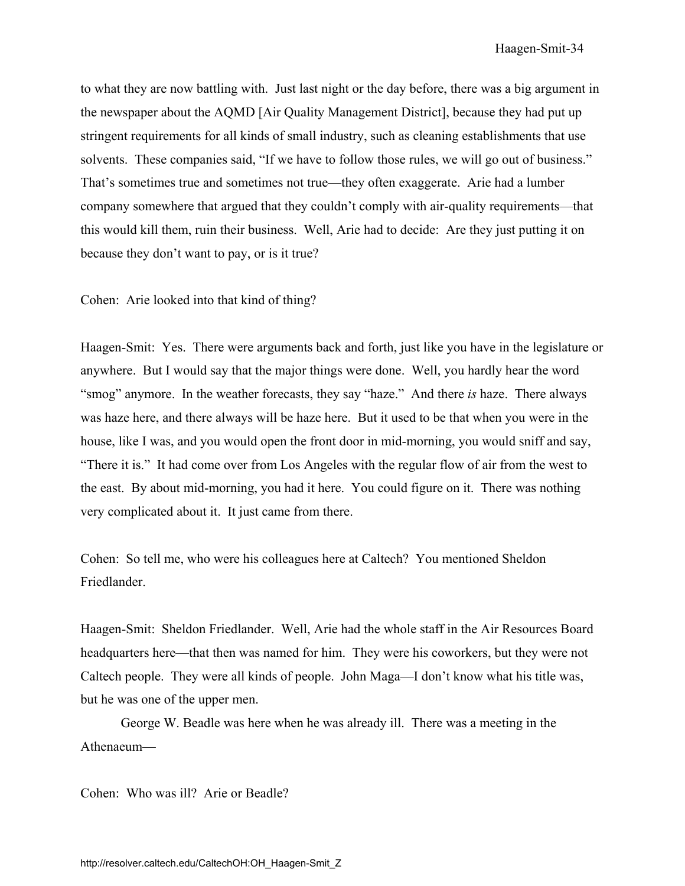to what they are now battling with. Just last night or the day before, there was a big argument in the newspaper about the AQMD [Air Quality Management District], because they had put up stringent requirements for all kinds of small industry, such as cleaning establishments that use solvents. These companies said, "If we have to follow those rules, we will go out of business." That's sometimes true and sometimes not true—they often exaggerate. Arie had a lumber company somewhere that argued that they couldn't comply with air-quality requirements—that this would kill them, ruin their business. Well, Arie had to decide: Are they just putting it on because they don't want to pay, or is it true?

Cohen: Arie looked into that kind of thing?

Haagen-Smit: Yes. There were arguments back and forth, just like you have in the legislature or anywhere. But I would say that the major things were done. Well, you hardly hear the word "smog" anymore. In the weather forecasts, they say "haze." And there *is* haze. There always was haze here, and there always will be haze here. But it used to be that when you were in the house, like I was, and you would open the front door in mid-morning, you would sniff and say, "There it is." It had come over from Los Angeles with the regular flow of air from the west to the east. By about mid-morning, you had it here. You could figure on it. There was nothing very complicated about it. It just came from there.

Cohen: So tell me, who were his colleagues here at Caltech? You mentioned Sheldon Friedlander.

Haagen-Smit: Sheldon Friedlander. Well, Arie had the whole staff in the Air Resources Board headquarters here—that then was named for him. They were his coworkers, but they were not Caltech people. They were all kinds of people. John Maga—I don't know what his title was, but he was one of the upper men.

George W. Beadle was here when he was already ill. There was a meeting in the Athenaeum—

Cohen: Who was ill? Arie or Beadle?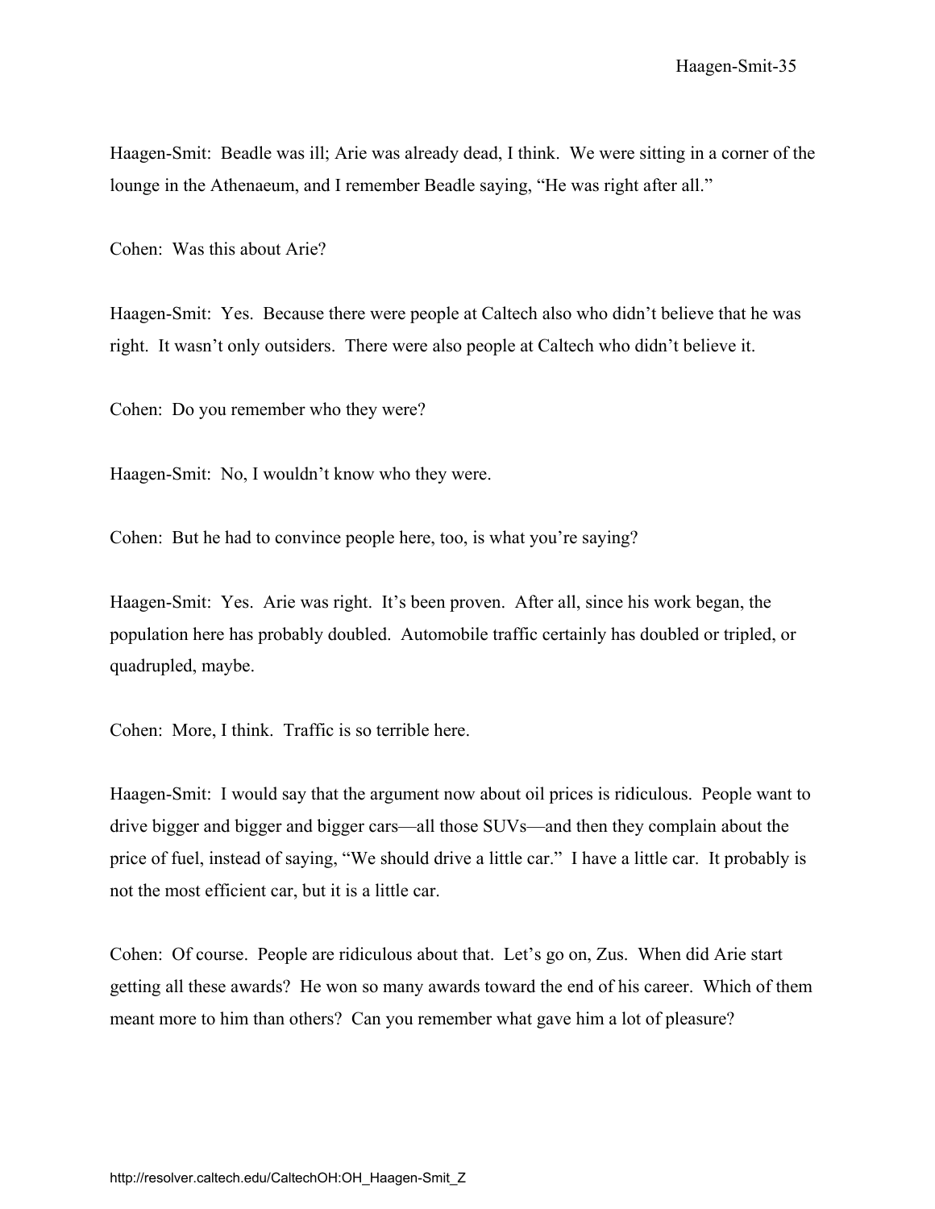Haagen-Smit: Beadle was ill; Arie was already dead, I think. We were sitting in a corner of the lounge in the Athenaeum, and I remember Beadle saying, "He was right after all."

Cohen: Was this about Arie?

Haagen-Smit: Yes. Because there were people at Caltech also who didn't believe that he was right. It wasn't only outsiders. There were also people at Caltech who didn't believe it.

Cohen: Do you remember who they were?

Haagen-Smit: No, I wouldn't know who they were.

Cohen: But he had to convince people here, too, is what you're saying?

Haagen-Smit: Yes. Arie was right. It's been proven. After all, since his work began, the population here has probably doubled. Automobile traffic certainly has doubled or tripled, or quadrupled, maybe.

Cohen: More, I think. Traffic is so terrible here.

Haagen-Smit: I would say that the argument now about oil prices is ridiculous. People want to drive bigger and bigger and bigger cars—all those SUVs—and then they complain about the price of fuel, instead of saying, "We should drive a little car." I have a little car. It probably is not the most efficient car, but it is a little car.

Cohen: Of course. People are ridiculous about that. Let's go on, Zus. When did Arie start getting all these awards? He won so many awards toward the end of his career. Which of them meant more to him than others? Can you remember what gave him a lot of pleasure?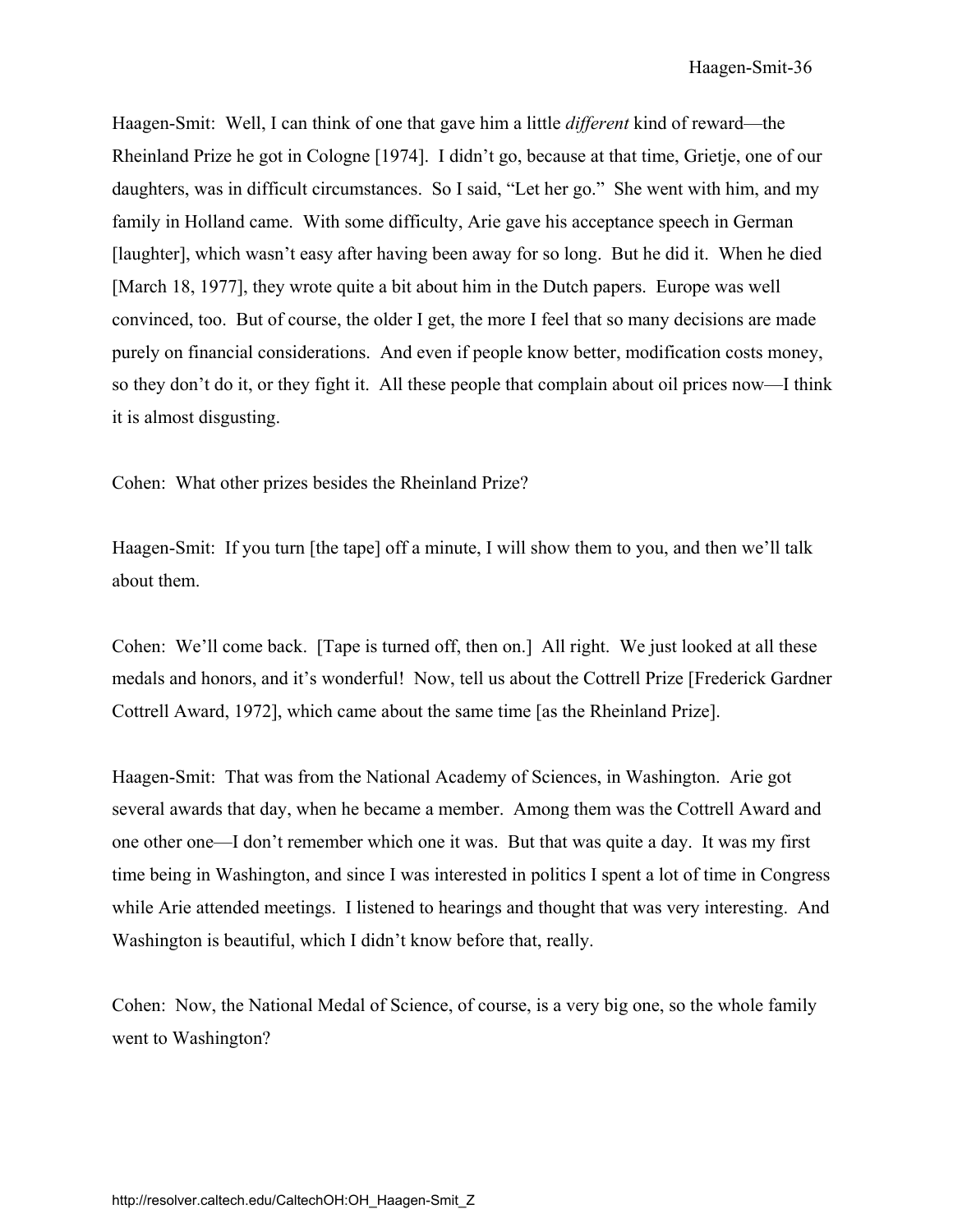Haagen-Smit: Well, I can think of one that gave him a little *different* kind of reward—the Rheinland Prize he got in Cologne [1974]. I didn't go, because at that time, Grietje, one of our daughters, was in difficult circumstances. So I said, "Let her go." She went with him, and my family in Holland came. With some difficulty, Arie gave his acceptance speech in German [laughter], which wasn't easy after having been away for so long. But he did it. When he died [March 18, 1977], they wrote quite a bit about him in the Dutch papers. Europe was well convinced, too. But of course, the older I get, the more I feel that so many decisions are made purely on financial considerations. And even if people know better, modification costs money, so they don't do it, or they fight it. All these people that complain about oil prices now—I think it is almost disgusting.

Cohen: What other prizes besides the Rheinland Prize?

Haagen-Smit: If you turn [the tape] off a minute, I will show them to you, and then we'll talk about them.

Cohen: We'll come back. [Tape is turned off, then on.] All right. We just looked at all these medals and honors, and it's wonderful! Now, tell us about the Cottrell Prize [Frederick Gardner Cottrell Award, 1972], which came about the same time [as the Rheinland Prize].

Haagen-Smit: That was from the National Academy of Sciences, in Washington. Arie got several awards that day, when he became a member. Among them was the Cottrell Award and one other one—I don't remember which one it was. But that was quite a day. It was my first time being in Washington, and since I was interested in politics I spent a lot of time in Congress while Arie attended meetings. I listened to hearings and thought that was very interesting. And Washington is beautiful, which I didn't know before that, really.

Cohen: Now, the National Medal of Science, of course, is a very big one, so the whole family went to Washington?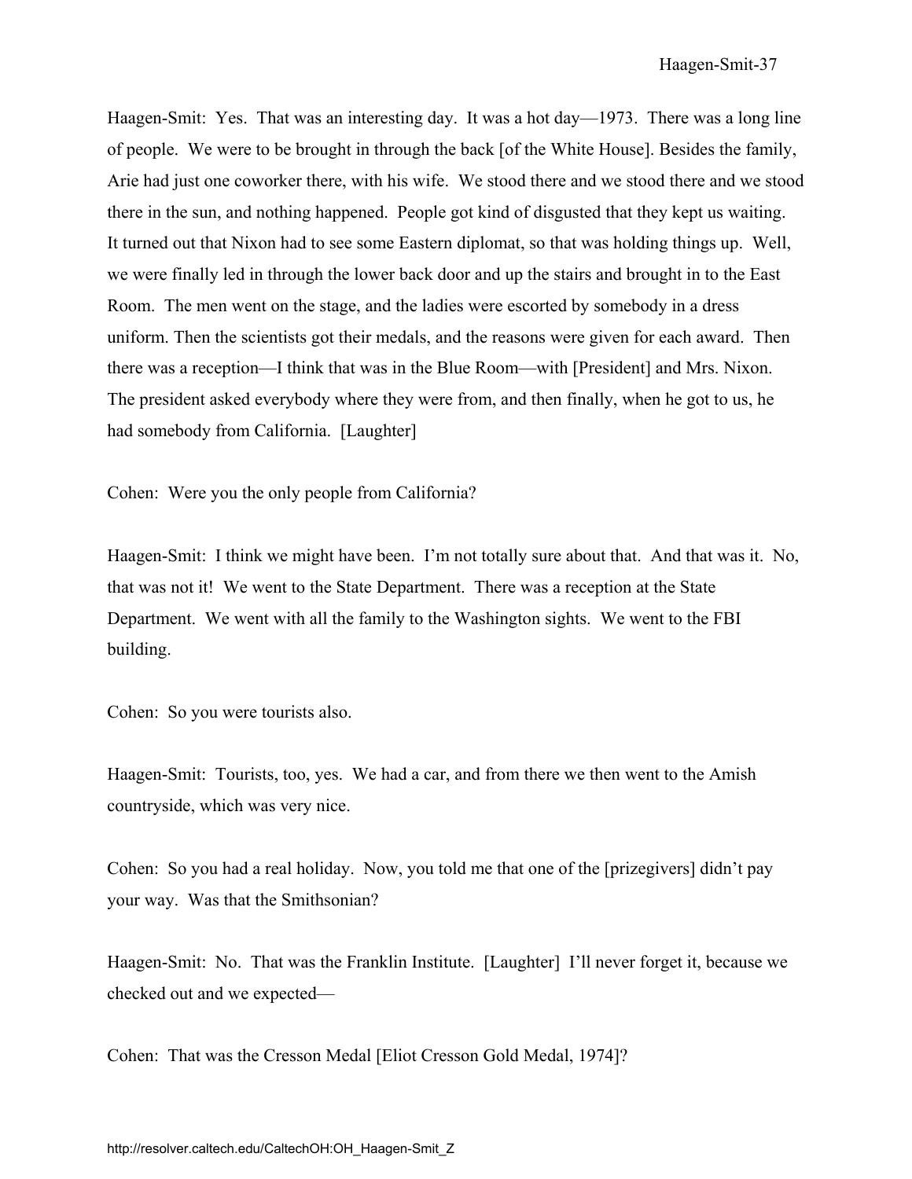Haagen-Smit: Yes. That was an interesting day. It was a hot day—1973. There was a long line of people. We were to be brought in through the back [of the White House]. Besides the family, Arie had just one coworker there, with his wife. We stood there and we stood there and we stood there in the sun, and nothing happened. People got kind of disgusted that they kept us waiting. It turned out that Nixon had to see some Eastern diplomat, so that was holding things up. Well, we were finally led in through the lower back door and up the stairs and brought in to the East Room. The men went on the stage, and the ladies were escorted by somebody in a dress uniform. Then the scientists got their medals, and the reasons were given for each award. Then there was a reception—I think that was in the Blue Room—with [President] and Mrs. Nixon. The president asked everybody where they were from, and then finally, when he got to us, he had somebody from California. [Laughter]

Cohen: Were you the only people from California?

Haagen-Smit: I think we might have been. I'm not totally sure about that. And that was it. No, that was not it! We went to the State Department. There was a reception at the State Department. We went with all the family to the Washington sights. We went to the FBI building.

Cohen: So you were tourists also.

Haagen-Smit: Tourists, too, yes. We had a car, and from there we then went to the Amish countryside, which was very nice.

Cohen: So you had a real holiday. Now, you told me that one of the [prizegivers] didn't pay your way. Was that the Smithsonian?

Haagen-Smit: No. That was the Franklin Institute. [Laughter] I'll never forget it, because we checked out and we expected—

Cohen: That was the Cresson Medal [Eliot Cresson Gold Medal, 1974]?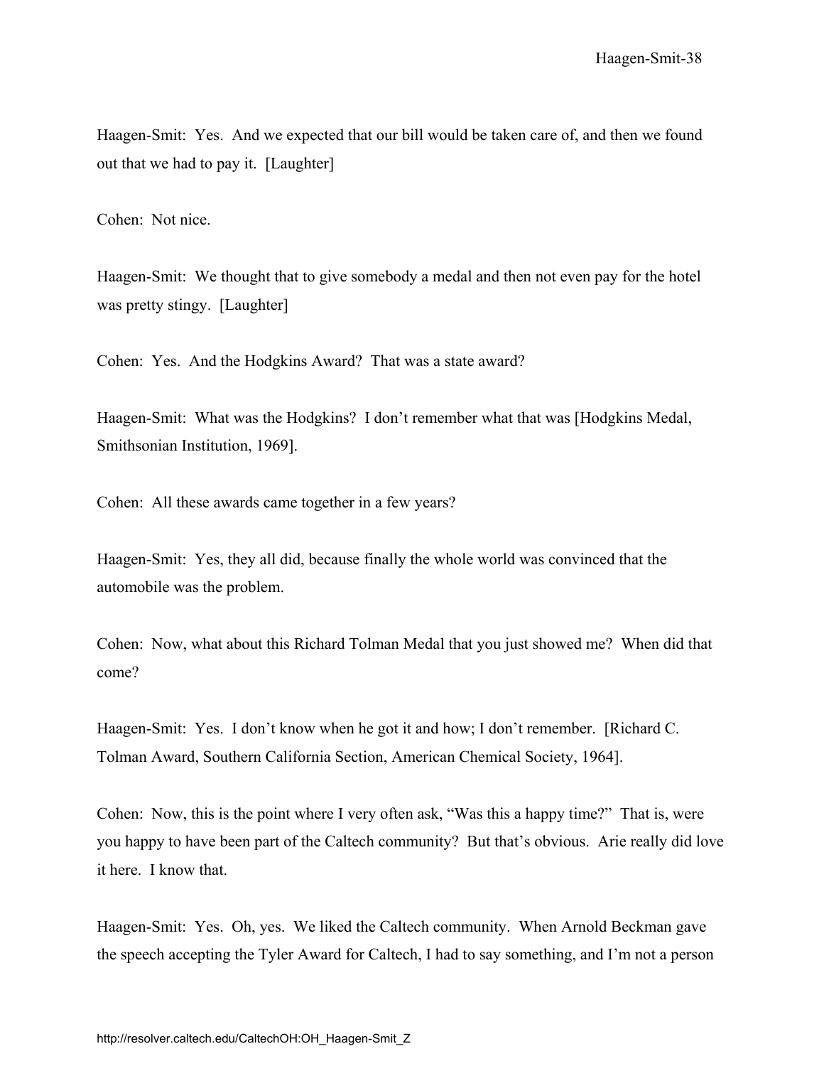Haagen-Smit: Yes. And we expected that our bill would be taken care of, and then we found out that we had to pay it. [Laughter]

Cohen: Not nice.

Haagen-Smit: We thought that to give somebody a medal and then not even pay for the hotel was pretty stingy. [Laughter]

Cohen: Yes. And the Hodgkins Award? That was a state award?

Haagen-Smit: What was the Hodgkins? I don't remember what that was [Hodgkins Medal, Smithsonian Institution, 1969].

Cohen: All these awards came together in a few years?

Haagen-Smit: Yes, they all did, because finally the whole world was convinced that the automobile was the problem.

Cohen: Now, what about this Richard Tolman Medal that you just showed me? When did that come?

Haagen-Smit: Yes. I don't know when he got it and how; I don't remember. [Richard C. Tolman Award, Southern California Section, American Chemical Society, 1964].

Cohen: Now, this is the point where I very often ask, "Was this a happy time?" That is, were you happy to have been part of the Caltech community? But that's obvious. Arie really did love it here. I know that.

Haagen-Smit: Yes. Oh, yes. We liked the Caltech community. When Arnold Beckman gave the speech accepting the Tyler Award for Caltech, I had to say something, and I'm not a person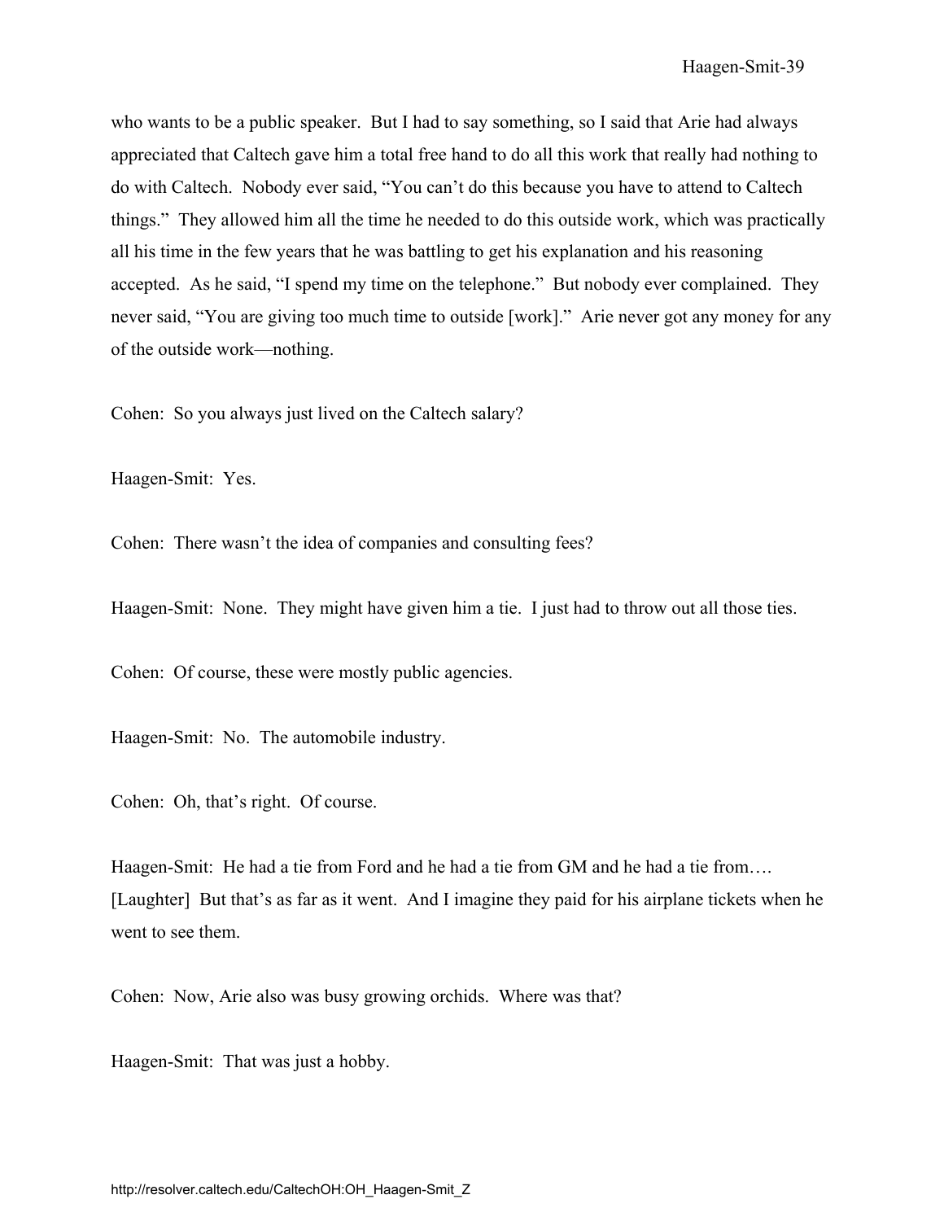who wants to be a public speaker. But I had to say something, so I said that Arie had always appreciated that Caltech gave him a total free hand to do all this work that really had nothing to do with Caltech. Nobody ever said, "You can't do this because you have to attend to Caltech things." They allowed him all the time he needed to do this outside work, which was practically all his time in the few years that he was battling to get his explanation and his reasoning accepted. As he said, "I spend my time on the telephone." But nobody ever complained. They never said, "You are giving too much time to outside [work]." Arie never got any money for any of the outside work—nothing.

Cohen: So you always just lived on the Caltech salary?

Haagen-Smit: Yes.

Cohen: There wasn't the idea of companies and consulting fees?

Haagen-Smit: None. They might have given him a tie. I just had to throw out all those ties.

Cohen: Of course, these were mostly public agencies.

Haagen-Smit: No. The automobile industry.

Cohen: Oh, that's right. Of course.

Haagen-Smit: He had a tie from Ford and he had a tie from GM and he had a tie from…. [Laughter] But that's as far as it went. And I imagine they paid for his airplane tickets when he went to see them.

Cohen: Now, Arie also was busy growing orchids. Where was that?

Haagen-Smit: That was just a hobby.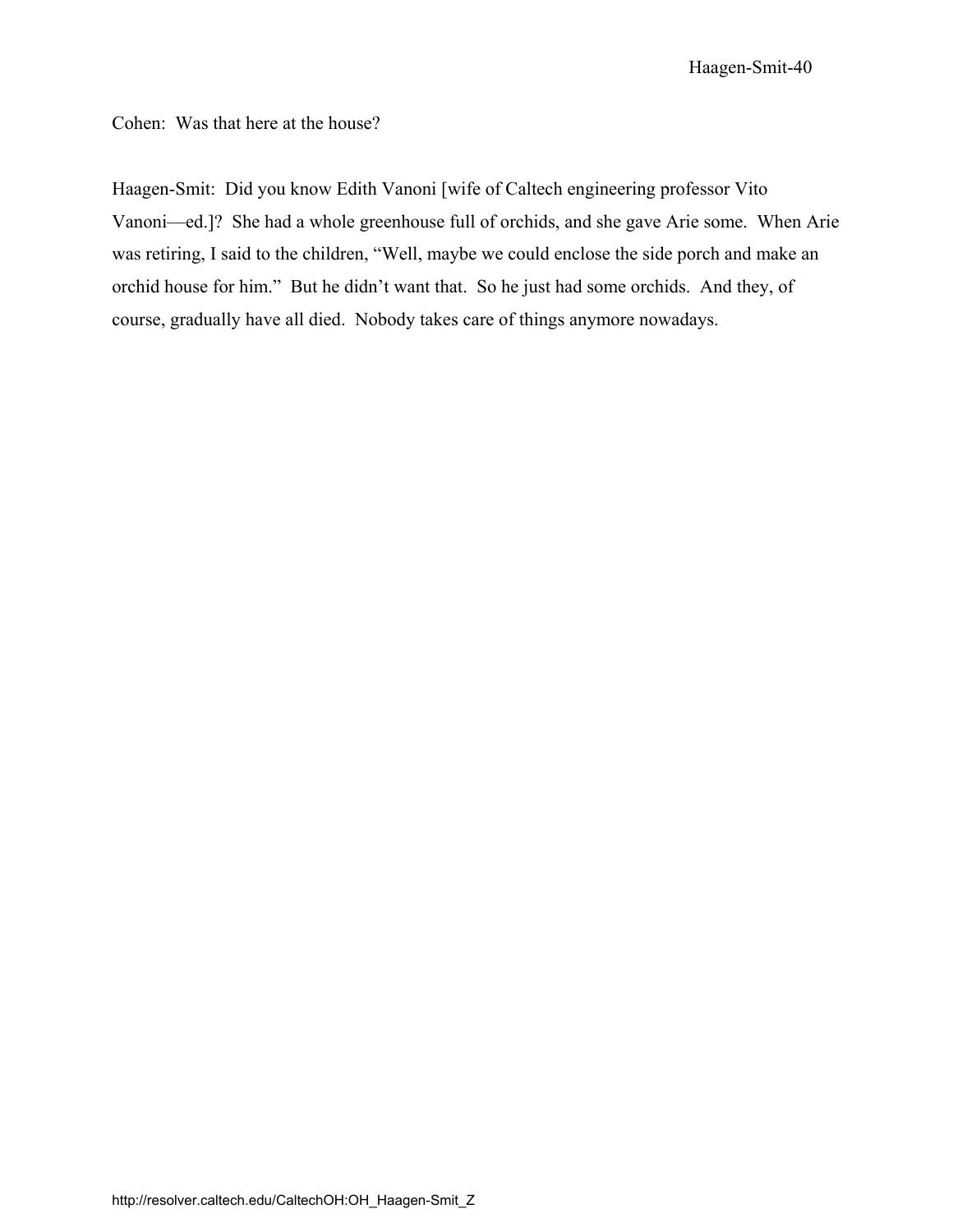Cohen: Was that here at the house?

Haagen-Smit: Did you know Edith Vanoni [wife of Caltech engineering professor Vito Vanoni—ed.]? She had a whole greenhouse full of orchids, and she gave Arie some. When Arie was retiring, I said to the children, "Well, maybe we could enclose the side porch and make an orchid house for him." But he didn't want that. So he just had some orchids. And they, of course, gradually have all died. Nobody takes care of things anymore nowadays.